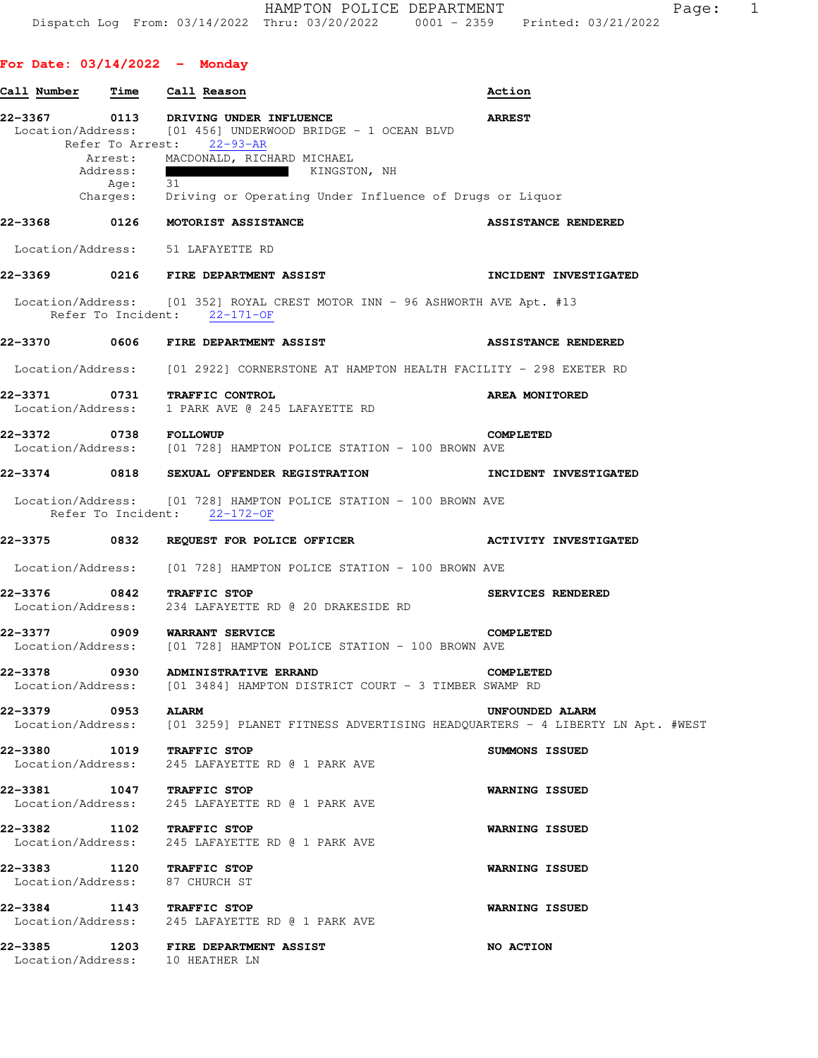HAMPTON POLICE DEPARTMENT

Dispatch Log From: 03/14/2022 Thru: 03/20/2022 0001 - 2359 Printed: 03/21/2022

## For Date: 03/14/2022 - Monday

| Call Number | Time | Call Reason | Action |
|---|---|---|---|
| 22-3367 | 0113 | DRIVING UNDER INFLUENCE | ARREST |
| | | Location/Address: [01 456] UNDERWOOD BRIDGE - 1 OCEAN BLVD | |
| | | Refer To Arrest: 22-93-AR | |
| | | Arrest: MACDONALD, RICHARD MICHAEL | |
| | | Address: ██████ KINGSTON, NH | |
| | | Age: 31 | |
| | | Charges: Driving or Operating Under Influence of Drugs or Liquor | |
| 22-3368 | 0126 | MOTORIST ASSISTANCE | ASSISTANCE RENDERED |
| | | Location/Address: 51 LAFAYETTE RD | |
| 22-3369 | 0216 | FIRE DEPARTMENT ASSIST | INCIDENT INVESTIGATED |
| | | Location/Address: [01 352] ROYAL CREST MOTOR INN - 96 ASHWORTH AVE Apt. #13 | |
| | | Refer To Incident: 22-171-OF | |
| 22-3370 | 0606 | FIRE DEPARTMENT ASSIST | ASSISTANCE RENDERED |
| | | Location/Address: [01 2922] CORNERSTONE AT HAMPTON HEALTH FACILITY - 298 EXETER RD | |
| 22-3371 | 0731 | TRAFFIC CONTROL | AREA MONITORED |
| | | Location/Address: 1 PARK AVE @ 245 LAFAYETTE RD | |
| 22-3372 | 0738 | FOLLOWUP | COMPLETED |
| | | Location/Address: [01 728] HAMPTON POLICE STATION - 100 BROWN AVE | |
| 22-3374 | 0818 | SEXUAL OFFENDER REGISTRATION | INCIDENT INVESTIGATED |
| | | Location/Address: [01 728] HAMPTON POLICE STATION - 100 BROWN AVE | |
| | | Refer To Incident: 22-172-OF | |
| 22-3375 | 0832 | REQUEST FOR POLICE OFFICER | ACTIVITY INVESTIGATED |
| | | Location/Address: [01 728] HAMPTON POLICE STATION - 100 BROWN AVE | |
| 22-3376 | 0842 | TRAFFIC STOP | SERVICES RENDERED |
| | | Location/Address: 234 LAFAYETTE RD @ 20 DRAKESIDE RD | |
| 22-3377 | 0909 | WARRANT SERVICE | COMPLETED |
| | | Location/Address: [01 728] HAMPTON POLICE STATION - 100 BROWN AVE | |
| 22-3378 | 0930 | ADMINISTRATIVE ERRAND | COMPLETED |
| | | Location/Address: [01 3484] HAMPTON DISTRICT COURT - 3 TIMBER SWAMP RD | |
| 22-3379 | 0953 | ALARM | UNFOUNDED ALARM |
| | | Location/Address: [01 3259] PLANET FITNESS ADVERTISING HEADQUARTERS - 4 LIBERTY LN Apt. #WEST | |
| 22-3380 | 1019 | TRAFFIC STOP | SUMMONS ISSUED |
| | | Location/Address: 245 LAFAYETTE RD @ 1 PARK AVE | |
| 22-3381 | 1047 | TRAFFIC STOP | WARNING ISSUED |
| | | Location/Address: 245 LAFAYETTE RD @ 1 PARK AVE | |
| 22-3382 | 1102 | TRAFFIC STOP | WARNING ISSUED |
| | | Location/Address: 245 LAFAYETTE RD @ 1 PARK AVE | |
| 22-3383 | 1120 | TRAFFIC STOP | WARNING ISSUED |
| | | Location/Address: 87 CHURCH ST | |
| 22-3384 | 1143 | TRAFFIC STOP | WARNING ISSUED |
| | | Location/Address: 245 LAFAYETTE RD @ 1 PARK AVE | |
| 22-3385 | 1203 | FIRE DEPARTMENT ASSIST | NO ACTION |
| | | Location/Address: 10 HEATHER LN | |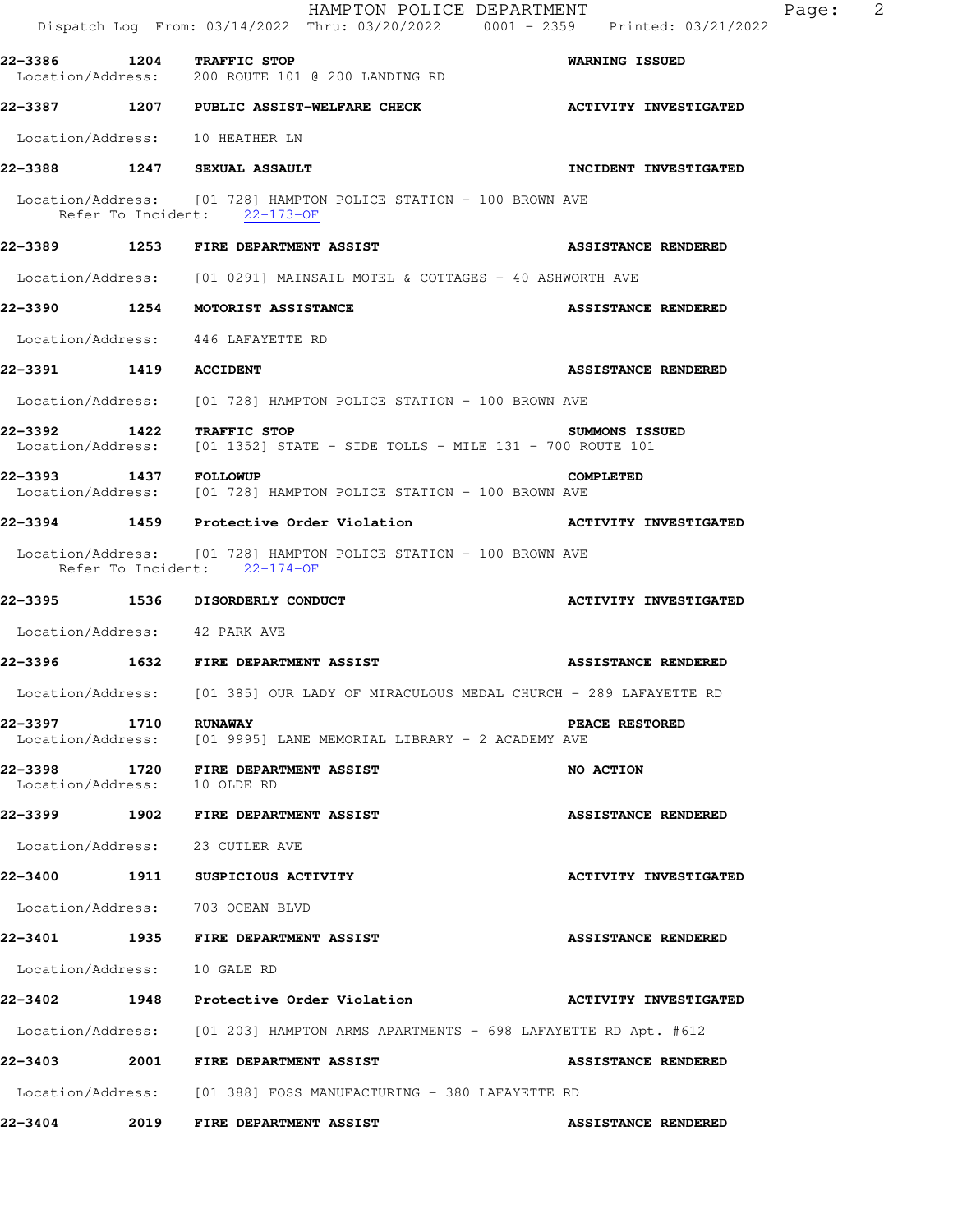22-3386 1204 TRAFFIC STOP WARNING ISSUED
Location/Address: 200 ROUTE 101 @ 200 LANDING RD

22-3387 1207 PUBLIC ASSIST-WELFARE CHECK ACTIVITY INVESTIGATED

Location/Address: 10 HEATHER LN

22-3388 1247 SEXUAL ASSAULT INCIDENT INVESTIGATED

Location/Address: [01 728] HAMPTON POLICE STATION - 100 BROWN AVE
Refer To Incident: 22-173-OF

22-3389 1253 FIRE DEPARTMENT ASSIST ASSISTANCE RENDERED

Location/Address: [01 0291] MAINSAIL MOTEL & COTTAGES - 40 ASHWORTH AVE

22-3390 1254 MOTORIST ASSISTANCE ASSISTANCE RENDERED

Location/Address: 446 LAFAYETTE RD

22-3391 1419 ACCIDENT ASSISTANCE RENDERED

Location/Address: [01 728] HAMPTON POLICE STATION - 100 BROWN AVE

22-3392 1422 TRAFFIC STOP SUMMONS ISSUED
Location/Address: [01 1352] STATE - SIDE TOLLS - MILE 131 - 700 ROUTE 101

22-3393 1437 FOLLOWUP COMPLETED
Location/Address: [01 728] HAMPTON POLICE STATION - 100 BROWN AVE

22-3394 1459 Protective Order Violation ACTIVITY INVESTIGATED

Location/Address: [01 728] HAMPTON POLICE STATION - 100 BROWN AVE
Refer To Incident: 22-174-OF

22-3395 1536 DISORDERLY CONDUCT ACTIVITY INVESTIGATED

Location/Address: 42 PARK AVE

22-3396 1632 FIRE DEPARTMENT ASSIST ASSISTANCE RENDERED

Location/Address: [01 385] OUR LADY OF MIRACULOUS MEDAL CHURCH - 289 LAFAYETTE RD

22-3397 1710 RUNAWAY PEACE RESTORED
Location/Address: [01 9995] LANE MEMORIAL LIBRARY - 2 ACADEMY AVE

22-3398 1720 FIRE DEPARTMENT ASSIST NO ACTION
Location/Address: 10 OLDE RD

22-3399 1902 FIRE DEPARTMENT ASSIST ASSISTANCE RENDERED

Location/Address: 23 CUTLER AVE

22-3400 1911 SUSPICIOUS ACTIVITY ACTIVITY INVESTIGATED

Location/Address: 703 OCEAN BLVD

22-3401 1935 FIRE DEPARTMENT ASSIST ASSISTANCE RENDERED

Location/Address: 10 GALE RD

22-3402 1948 Protective Order Violation ACTIVITY INVESTIGATED

Location/Address: [01 203] HAMPTON ARMS APARTMENTS - 698 LAFAYETTE RD Apt. #612

22-3403 2001 FIRE DEPARTMENT ASSIST ASSISTANCE RENDERED

Location/Address: [01 388] FOSS MANUFACTURING - 380 LAFAYETTE RD

22-3404 2019 FIRE DEPARTMENT ASSIST ASSISTANCE RENDERED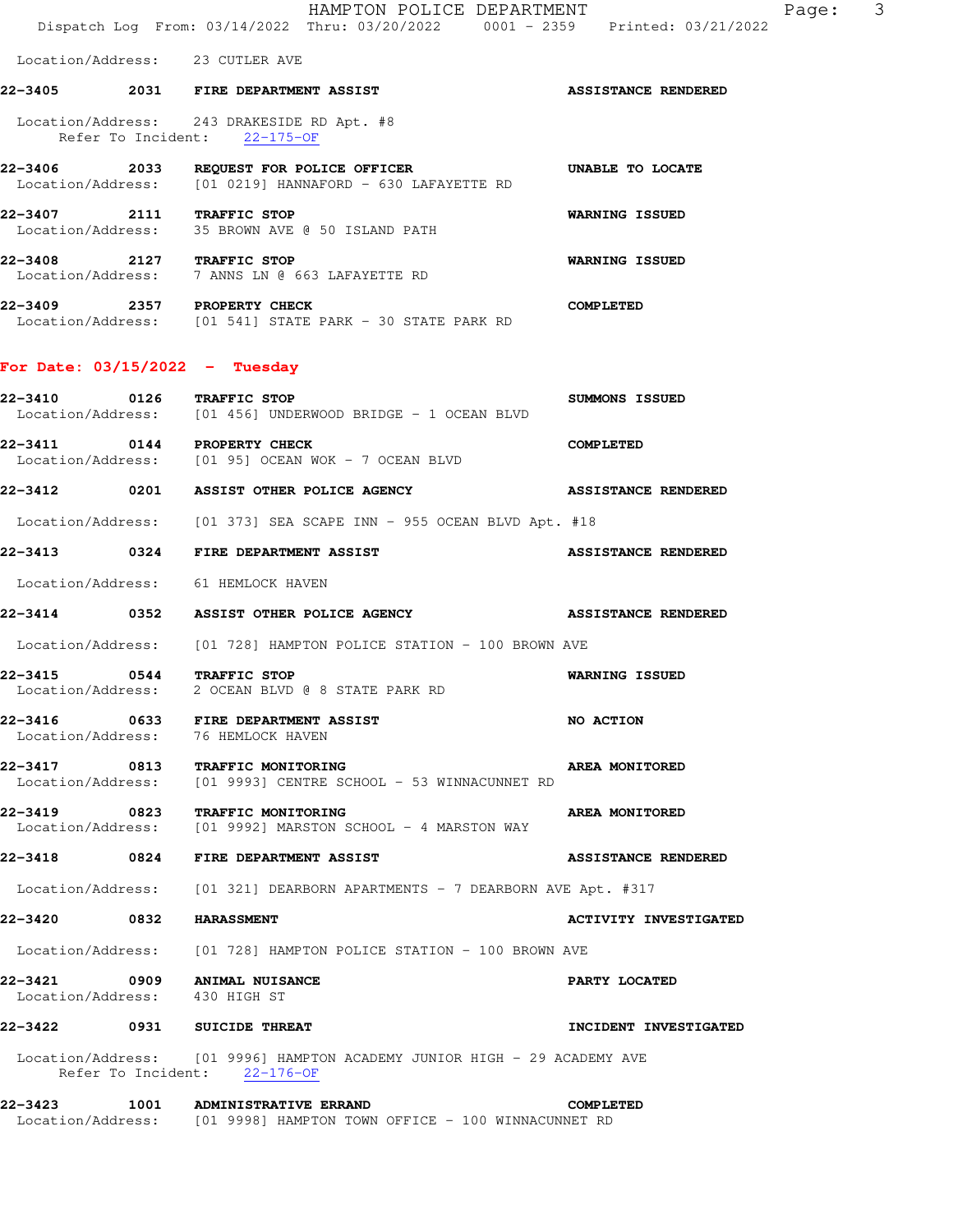Location/Address: 23 CUTLER AVE

**22-3405 2031 FIRE DEPARTMENT ASSIST** **ASSISTANCE RENDERED**

Location/Address: 243 DRAKESIDE RD Apt. #8
Refer To Incident: 22-175-OF

**22-3406 2033 REQUEST FOR POLICE OFFICER** **UNABLE TO LOCATE**
Location/Address: [01 0219] HANNAFORD - 630 LAFAYETTE RD

**22-3407 2111 TRAFFIC STOP** **WARNING ISSUED**
Location/Address: 35 BROWN AVE @ 50 ISLAND PATH

**22-3408 2127 TRAFFIC STOP** **WARNING ISSUED**
Location/Address: 7 ANNS LN @ 663 LAFAYETTE RD

**22-3409 2357 PROPERTY CHECK** **COMPLETED**
Location/Address: [01 541] STATE PARK - 30 STATE PARK RD

## For Date: 03/15/2022 - Tuesday

**22-3410 0126 TRAFFIC STOP** **SUMMONS ISSUED**
Location/Address: [01 456] UNDERWOOD BRIDGE - 1 OCEAN BLVD

**22-3411 0144 PROPERTY CHECK** **COMPLETED**
Location/Address: [01 95] OCEAN WOK - 7 OCEAN BLVD

**22-3412 0201 ASSIST OTHER POLICE AGENCY** **ASSISTANCE RENDERED**

Location/Address: [01 373] SEA SCAPE INN - 955 OCEAN BLVD Apt. #18

**22-3413 0324 FIRE DEPARTMENT ASSIST** **ASSISTANCE RENDERED**

Location/Address: 61 HEMLOCK HAVEN

**22-3414 0352 ASSIST OTHER POLICE AGENCY** **ASSISTANCE RENDERED**

Location/Address: [01 728] HAMPTON POLICE STATION - 100 BROWN AVE

**22-3415 0544 TRAFFIC STOP** **WARNING ISSUED**
Location/Address: 2 OCEAN BLVD @ 8 STATE PARK RD

**22-3416 0633 FIRE DEPARTMENT ASSIST** **NO ACTION**
Location/Address: 76 HEMLOCK HAVEN

**22-3417 0813 TRAFFIC MONITORING** **AREA MONITORED**
Location/Address: [01 9993] CENTRE SCHOOL - 53 WINNACUNNET RD

**22-3419 0823 TRAFFIC MONITORING** **AREA MONITORED**
Location/Address: [01 9992] MARSTON SCHOOL - 4 MARSTON WAY

**22-3418 0824 FIRE DEPARTMENT ASSIST** **ASSISTANCE RENDERED**

Location/Address: [01 321] DEARBORN APARTMENTS - 7 DEARBORN AVE Apt. #317

**22-3420 0832 HARASSMENT** **ACTIVITY INVESTIGATED**

Location/Address: [01 728] HAMPTON POLICE STATION - 100 BROWN AVE

**22-3421 0909 ANIMAL NUISANCE** **PARTY LOCATED**
Location/Address: 430 HIGH ST

**22-3422 0931 SUICIDE THREAT** **INCIDENT INVESTIGATED**

Location/Address: [01 9996] HAMPTON ACADEMY JUNIOR HIGH - 29 ACADEMY AVE
Refer To Incident: 22-176-OF

**22-3423 1001 ADMINISTRATIVE ERRAND** **COMPLETED**
Location/Address: [01 9998] HAMPTON TOWN OFFICE - 100 WINNACUNNET RD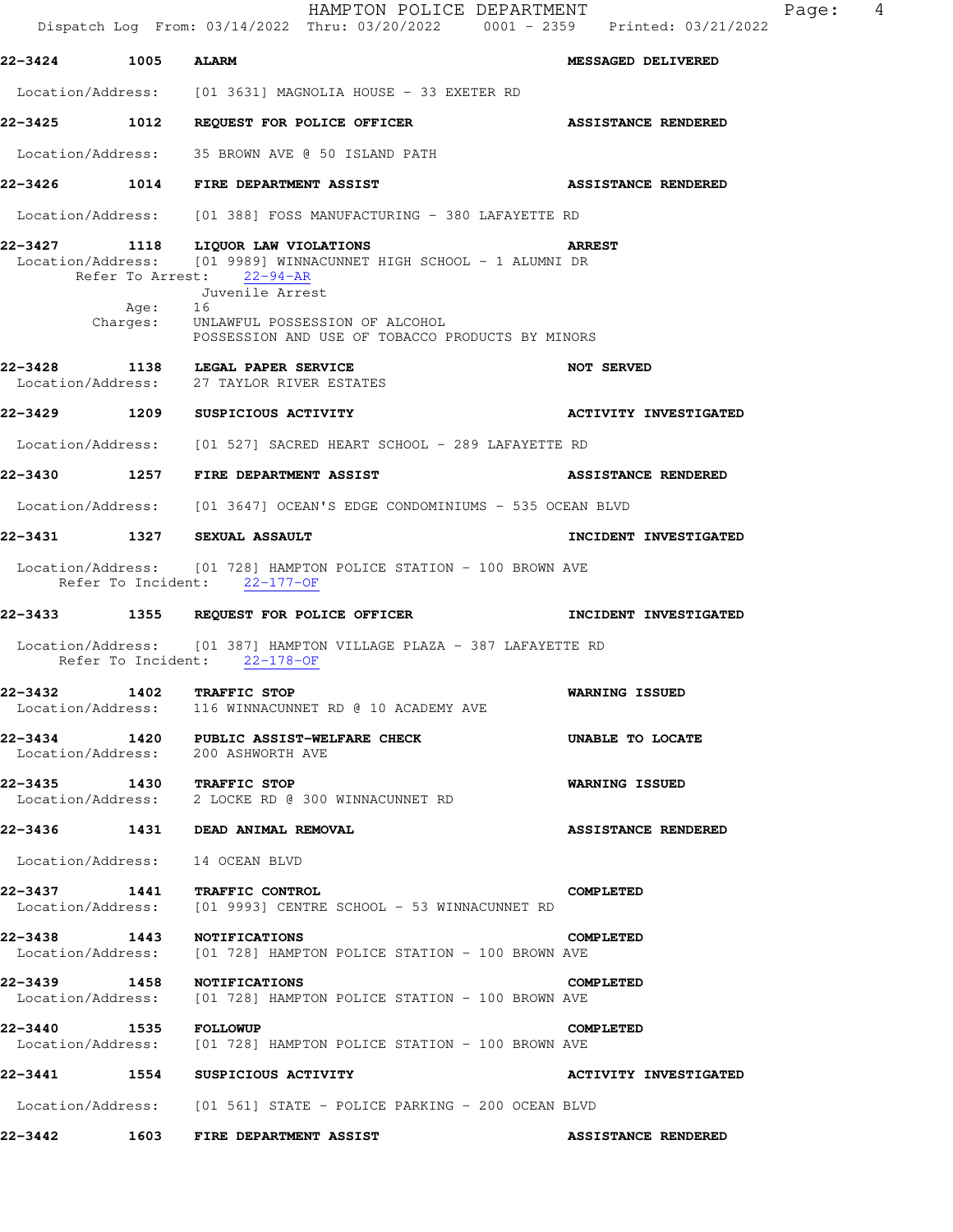**22-3424 1005 ALARM — MESSAGED DELIVERED**

Location/Address: [01 3631] MAGNOLIA HOUSE - 33 EXETER RD

**22-3425 1012 REQUEST FOR POLICE OFFICER — ASSISTANCE RENDERED**

Location/Address: 35 BROWN AVE @ 50 ISLAND PATH

**22-3426 1014 FIRE DEPARTMENT ASSIST — ASSISTANCE RENDERED**

Location/Address: [01 388] FOSS MANUFACTURING - 380 LAFAYETTE RD

**22-3427 1118 LIQUOR LAW VIOLATIONS — ARREST**

Location/Address: [01 9989] WINNACUNNET HIGH SCHOOL - 1 ALUMNI DR
Refer To Arrest: 22-94-AR
Juvenile Arrest
Age: 16
Charges: UNLAWFUL POSSESSION OF ALCOHOL
POSSESSION AND USE OF TOBACCO PRODUCTS BY MINORS

**22-3428 1138 LEGAL PAPER SERVICE — NOT SERVED**

Location/Address: 27 TAYLOR RIVER ESTATES

**22-3429 1209 SUSPICIOUS ACTIVITY — ACTIVITY INVESTIGATED**

Location/Address: [01 527] SACRED HEART SCHOOL - 289 LAFAYETTE RD

**22-3430 1257 FIRE DEPARTMENT ASSIST — ASSISTANCE RENDERED**

Location/Address: [01 3647] OCEAN'S EDGE CONDOMINIUMS - 535 OCEAN BLVD

**22-3431 1327 SEXUAL ASSAULT — INCIDENT INVESTIGATED**

Location/Address: [01 728] HAMPTON POLICE STATION - 100 BROWN AVE
Refer To Incident: 22-177-OF

**22-3433 1355 REQUEST FOR POLICE OFFICER — INCIDENT INVESTIGATED**

Location/Address: [01 387] HAMPTON VILLAGE PLAZA - 387 LAFAYETTE RD
Refer To Incident: 22-178-OF

**22-3432 1402 TRAFFIC STOP — WARNING ISSUED**

Location/Address: 116 WINNACUNNET RD @ 10 ACADEMY AVE

**22-3434 1420 PUBLIC ASSIST-WELFARE CHECK — UNABLE TO LOCATE**

Location/Address: 200 ASHWORTH AVE

**22-3435 1430 TRAFFIC STOP — WARNING ISSUED**

Location/Address: 2 LOCKE RD @ 300 WINNACUNNET RD

**22-3436 1431 DEAD ANIMAL REMOVAL — ASSISTANCE RENDERED**

Location/Address: 14 OCEAN BLVD

**22-3437 1441 TRAFFIC CONTROL — COMPLETED**

Location/Address: [01 9993] CENTRE SCHOOL - 53 WINNACUNNET RD

**22-3438 1443 NOTIFICATIONS — COMPLETED**

Location/Address: [01 728] HAMPTON POLICE STATION - 100 BROWN AVE

**22-3439 1458 NOTIFICATIONS — COMPLETED**

Location/Address: [01 728] HAMPTON POLICE STATION - 100 BROWN AVE

**22-3440 1535 FOLLOWUP — COMPLETED**

Location/Address: [01 728] HAMPTON POLICE STATION - 100 BROWN AVE

**22-3441 1554 SUSPICIOUS ACTIVITY — ACTIVITY INVESTIGATED**

Location/Address: [01 561] STATE - POLICE PARKING - 200 OCEAN BLVD

**22-3442 1603 FIRE DEPARTMENT ASSIST — ASSISTANCE RENDERED**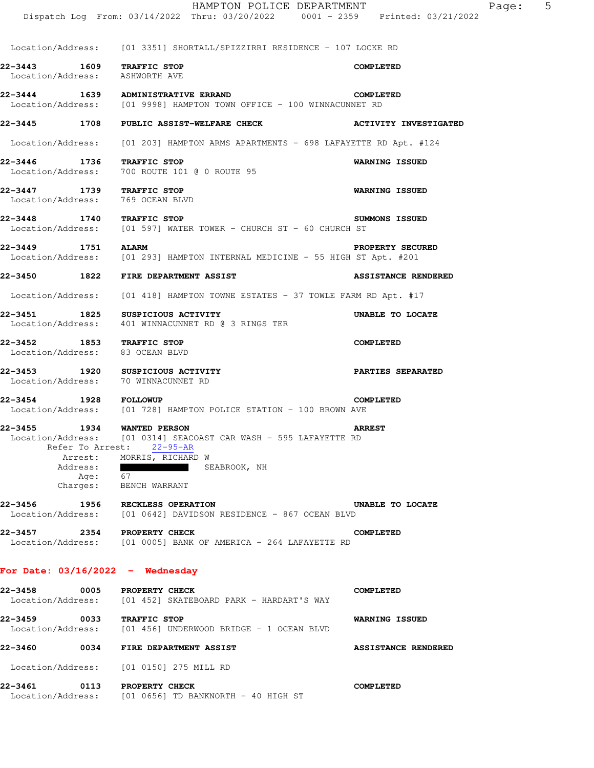Location/Address: [01 3351] SHORTALL/SPIZZIRRI RESIDENCE - 107 LOCKE RD

**22-3443 1609 TRAFFIC STOP** **COMPLETED**
Location/Address: ASHWORTH AVE

**22-3444 1639 ADMINISTRATIVE ERRAND** **COMPLETED**
Location/Address: [01 9998] HAMPTON TOWN OFFICE - 100 WINNACUNNET RD

**22-3445 1708 PUBLIC ASSIST-WELFARE CHECK** **ACTIVITY INVESTIGATED**
Location/Address: [01 203] HAMPTON ARMS APARTMENTS - 698 LAFAYETTE RD Apt. #124

**22-3446 1736 TRAFFIC STOP** **WARNING ISSUED**
Location/Address: 700 ROUTE 101 @ 0 ROUTE 95

**22-3447 1739 TRAFFIC STOP** **WARNING ISSUED**
Location/Address: 769 OCEAN BLVD

**22-3448 1740 TRAFFIC STOP** **SUMMONS ISSUED**
Location/Address: [01 597] WATER TOWER - CHURCH ST - 60 CHURCH ST

**22-3449 1751 ALARM** **PROPERTY SECURED**
Location/Address: [01 293] HAMPTON INTERNAL MEDICINE - 55 HIGH ST Apt. #201

**22-3450 1822 FIRE DEPARTMENT ASSIST** **ASSISTANCE RENDERED**
Location/Address: [01 418] HAMPTON TOWNE ESTATES - 37 TOWLE FARM RD Apt. #17

**22-3451 1825 SUSPICIOUS ACTIVITY** **UNABLE TO LOCATE**
Location/Address: 401 WINNACUNNET RD @ 3 RINGS TER

**22-3452 1853 TRAFFIC STOP** **COMPLETED**
Location/Address: 83 OCEAN BLVD

**22-3453 1920 SUSPICIOUS ACTIVITY** **PARTIES SEPARATED**
Location/Address: 70 WINNACUNNET RD

**22-3454 1928 FOLLOWUP** **COMPLETED**
Location/Address: [01 728] HAMPTON POLICE STATION - 100 BROWN AVE

**22-3455 1934 WANTED PERSON** **ARREST**
Location/Address: [01 0314] SEACOAST CAR WASH - 595 LAFAYETTE RD
Refer To Arrest: 22-95-AR
Arrest: MORRIS, RICHARD W
Address: SEABROOK, NH
Age: 67
Charges: BENCH WARRANT

**22-3456 1956 RECKLESS OPERATION** **UNABLE TO LOCATE**
Location/Address: [01 0642] DAVIDSON RESIDENCE - 867 OCEAN BLVD

**22-3457 2354 PROPERTY CHECK** **COMPLETED**
Location/Address: [01 0005] BANK OF AMERICA - 264 LAFAYETTE RD

## For Date: 03/16/2022 - Wednesday

**22-3458 0005 PROPERTY CHECK** **COMPLETED**
Location/Address: [01 452] SKATEBOARD PARK - HARDART'S WAY

**22-3459 0033 TRAFFIC STOP** **WARNING ISSUED**
Location/Address: [01 456] UNDERWOOD BRIDGE - 1 OCEAN BLVD

**22-3460 0034 FIRE DEPARTMENT ASSIST** **ASSISTANCE RENDERED**
Location/Address: [01 0150] 275 MILL RD

**22-3461 0113 PROPERTY CHECK** **COMPLETED**
Location/Address: [01 0656] TD BANKNORTH - 40 HIGH ST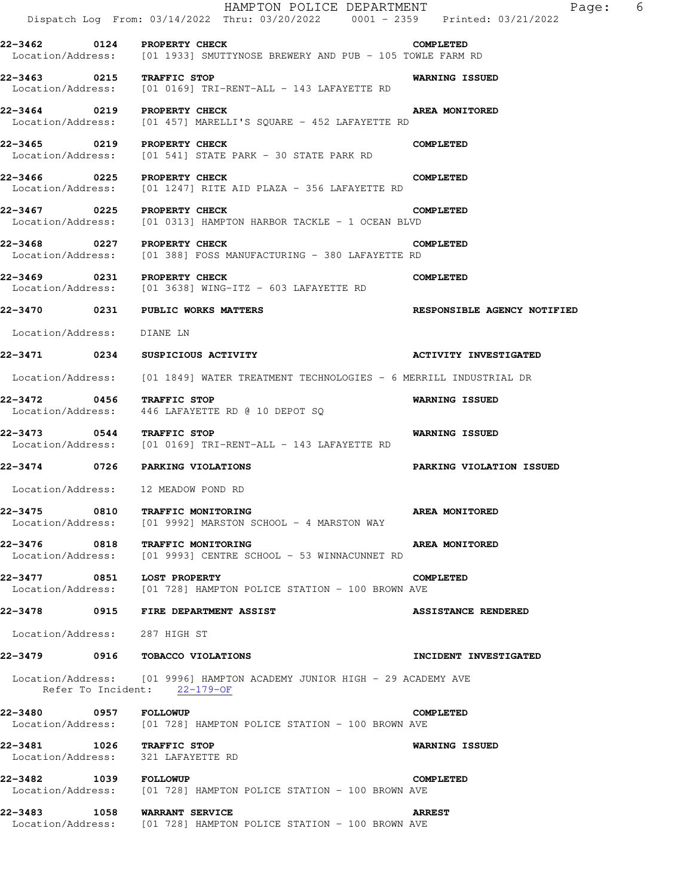**22-3462 0124 PROPERTY CHECK** **COMPLETED**
Location/Address: [01 1933] SMUTTYNOSE BREWERY AND PUB - 105 TOWLE FARM RD

**22-3463 0215 TRAFFIC STOP** **WARNING ISSUED**
Location/Address: [01 0169] TRI-RENT-ALL - 143 LAFAYETTE RD

**22-3464 0219 PROPERTY CHECK** **AREA MONITORED**
Location/Address: [01 457] MARELLI'S SQUARE - 452 LAFAYETTE RD

**22-3465 0219 PROPERTY CHECK** **COMPLETED**
Location/Address: [01 541] STATE PARK - 30 STATE PARK RD

**22-3466 0225 PROPERTY CHECK** **COMPLETED**
Location/Address: [01 1247] RITE AID PLAZA - 356 LAFAYETTE RD

**22-3467 0225 PROPERTY CHECK** **COMPLETED**
Location/Address: [01 0313] HAMPTON HARBOR TACKLE - 1 OCEAN BLVD

**22-3468 0227 PROPERTY CHECK** **COMPLETED**
Location/Address: [01 388] FOSS MANUFACTURING - 380 LAFAYETTE RD

**22-3469 0231 PROPERTY CHECK** **COMPLETED**
Location/Address: [01 3638] WING-ITZ - 603 LAFAYETTE RD

**22-3470 0231 PUBLIC WORKS MATTERS** **RESPONSIBLE AGENCY NOTIFIED**

Location/Address: DIANE LN

**22-3471 0234 SUSPICIOUS ACTIVITY** **ACTIVITY INVESTIGATED**

Location/Address: [01 1849] WATER TREATMENT TECHNOLOGIES - 6 MERRILL INDUSTRIAL DR

**22-3472 0456 TRAFFIC STOP** **WARNING ISSUED**
Location/Address: 446 LAFAYETTE RD @ 10 DEPOT SQ

**22-3473 0544 TRAFFIC STOP** **WARNING ISSUED**
Location/Address: [01 0169] TRI-RENT-ALL - 143 LAFAYETTE RD

**22-3474 0726 PARKING VIOLATIONS** **PARKING VIOLATION ISSUED**

Location/Address: 12 MEADOW POND RD

**22-3475 0810 TRAFFIC MONITORING** **AREA MONITORED**
Location/Address: [01 9992] MARSTON SCHOOL - 4 MARSTON WAY

**22-3476 0818 TRAFFIC MONITORING** **AREA MONITORED**
Location/Address: [01 9993] CENTRE SCHOOL - 53 WINNACUNNET RD

**22-3477 0851 LOST PROPERTY** **COMPLETED**
Location/Address: [01 728] HAMPTON POLICE STATION - 100 BROWN AVE

**22-3478 0915 FIRE DEPARTMENT ASSIST** **ASSISTANCE RENDERED**

Location/Address: 287 HIGH ST

**22-3479 0916 TOBACCO VIOLATIONS** **INCIDENT INVESTIGATED**

Location/Address: [01 9996] HAMPTON ACADEMY JUNIOR HIGH - 29 ACADEMY AVE
Refer To Incident: 22-179-OF

**22-3480 0957 FOLLOWUP** **COMPLETED**
Location/Address: [01 728] HAMPTON POLICE STATION - 100 BROWN AVE

**22-3481 1026 TRAFFIC STOP** **WARNING ISSUED**
Location/Address: 321 LAFAYETTE RD

**22-3482 1039 FOLLOWUP** **COMPLETED**
Location/Address: [01 728] HAMPTON POLICE STATION - 100 BROWN AVE

**22-3483 1058 WARRANT SERVICE** **ARREST**
Location/Address: [01 728] HAMPTON POLICE STATION - 100 BROWN AVE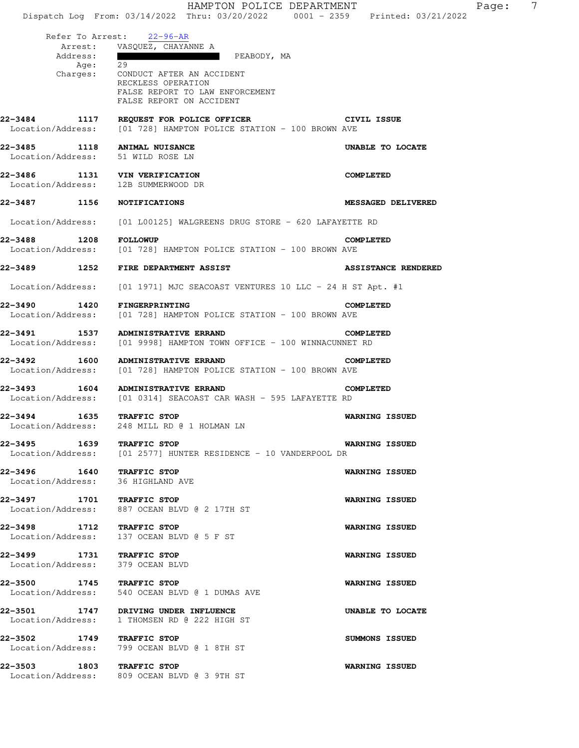Refer To Arrest: 22-96-AR
Arrest: VASQUEZ, CHAYANNE A
Address: ████████████ PEABODY, MA
Age: 29
Charges: CONDUCT AFTER AN ACCIDENT
RECKLESS OPERATION
FALSE REPORT TO LAW ENFORCEMENT
FALSE REPORT ON ACCIDENT

**22-3484 1117 REQUEST FOR POLICE OFFICER** **CIVIL ISSUE**
Location/Address: [01 728] HAMPTON POLICE STATION - 100 BROWN AVE

**22-3485 1118 ANIMAL NUISANCE** **UNABLE TO LOCATE**
Location/Address: 51 WILD ROSE LN

**22-3486 1131 VIN VERIFICATION** **COMPLETED**
Location/Address: 12B SUMMERWOOD DR

**22-3487 1156 NOTIFICATIONS** **MESSAGED DELIVERED**
Location/Address: [01 L00125] WALGREENS DRUG STORE - 620 LAFAYETTE RD

**22-3488 1208 FOLLOWUP** **COMPLETED**
Location/Address: [01 728] HAMPTON POLICE STATION - 100 BROWN AVE

**22-3489 1252 FIRE DEPARTMENT ASSIST** **ASSISTANCE RENDERED**
Location/Address: [01 1971] MJC SEACOAST VENTURES 10 LLC - 24 H ST Apt. #1

**22-3490 1420 FINGERPRINTING** **COMPLETED**
Location/Address: [01 728] HAMPTON POLICE STATION - 100 BROWN AVE

**22-3491 1537 ADMINISTRATIVE ERRAND** **COMPLETED**
Location/Address: [01 9998] HAMPTON TOWN OFFICE - 100 WINNACUNNET RD

**22-3492 1600 ADMINISTRATIVE ERRAND** **COMPLETED**
Location/Address: [01 728] HAMPTON POLICE STATION - 100 BROWN AVE

**22-3493 1604 ADMINISTRATIVE ERRAND** **COMPLETED**
Location/Address: [01 0314] SEACOAST CAR WASH - 595 LAFAYETTE RD

**22-3494 1635 TRAFFIC STOP** **WARNING ISSUED**
Location/Address: 248 MILL RD @ 1 HOLMAN LN

**22-3495 1639 TRAFFIC STOP** **WARNING ISSUED**
Location/Address: [01 2577] HUNTER RESIDENCE - 10 VANDERPOOL DR

**22-3496 1640 TRAFFIC STOP** **WARNING ISSUED**
Location/Address: 36 HIGHLAND AVE

**22-3497 1701 TRAFFIC STOP** **WARNING ISSUED**
Location/Address: 887 OCEAN BLVD @ 2 17TH ST

**22-3498 1712 TRAFFIC STOP** **WARNING ISSUED**
Location/Address: 137 OCEAN BLVD @ 5 F ST

**22-3499 1731 TRAFFIC STOP** **WARNING ISSUED**
Location/Address: 379 OCEAN BLVD

**22-3500 1745 TRAFFIC STOP** **WARNING ISSUED**
Location/Address: 540 OCEAN BLVD @ 1 DUMAS AVE

**22-3501 1747 DRIVING UNDER INFLUENCE** **UNABLE TO LOCATE**
Location/Address: 1 THOMSEN RD @ 222 HIGH ST

**22-3502 1749 TRAFFIC STOP** **SUMMONS ISSUED**
Location/Address: 799 OCEAN BLVD @ 1 8TH ST

**22-3503 1803 TRAFFIC STOP** **WARNING ISSUED**
Location/Address: 809 OCEAN BLVD @ 3 9TH ST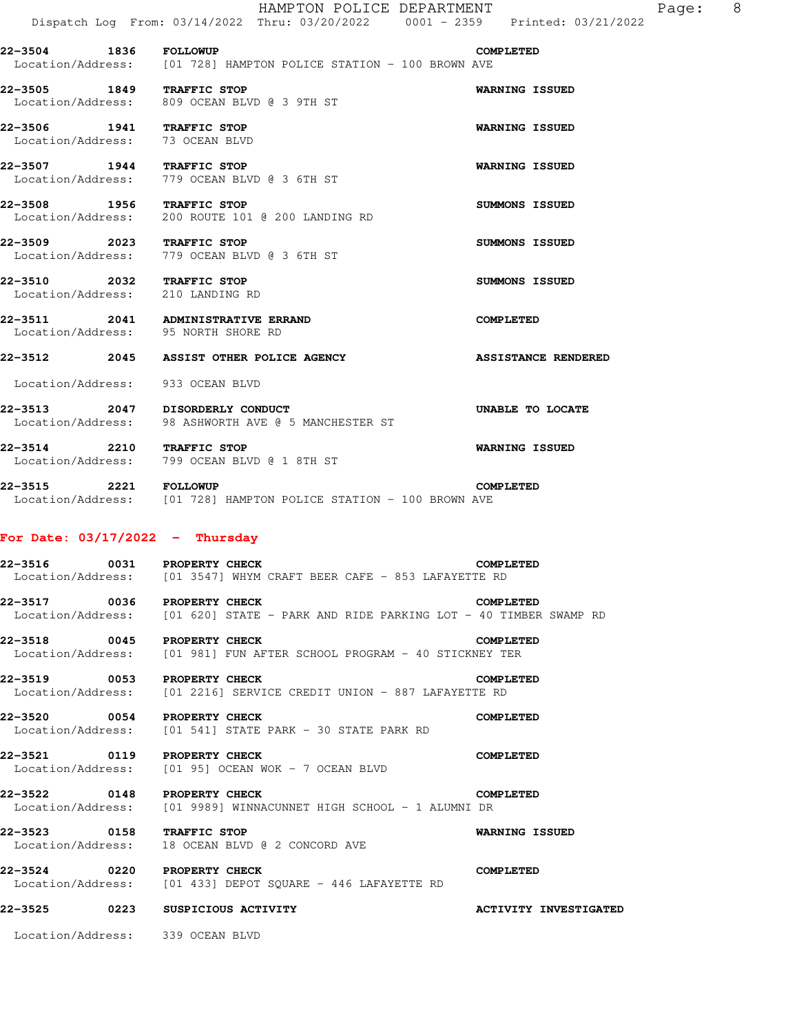22-3504 1836 **FOLLOWUP** COMPLETED
Location/Address: [01 728] HAMPTON POLICE STATION - 100 BROWN AVE

22-3505 1849 **TRAFFIC STOP** WARNING ISSUED
Location/Address: 809 OCEAN BLVD @ 3 9TH ST

22-3506 1941 **TRAFFIC STOP** WARNING ISSUED
Location/Address: 73 OCEAN BLVD

22-3507 1944 **TRAFFIC STOP** WARNING ISSUED
Location/Address: 779 OCEAN BLVD @ 3 6TH ST

22-3508 1956 **TRAFFIC STOP** SUMMONS ISSUED
Location/Address: 200 ROUTE 101 @ 200 LANDING RD

22-3509 2023 **TRAFFIC STOP** SUMMONS ISSUED
Location/Address: 779 OCEAN BLVD @ 3 6TH ST

22-3510 2032 **TRAFFIC STOP** SUMMONS ISSUED
Location/Address: 210 LANDING RD

22-3511 2041 **ADMINISTRATIVE ERRAND** COMPLETED
Location/Address: 95 NORTH SHORE RD

22-3512 2045 **ASSIST OTHER POLICE AGENCY** ASSISTANCE RENDERED
Location/Address: 933 OCEAN BLVD

22-3513 2047 **DISORDERLY CONDUCT** UNABLE TO LOCATE
Location/Address: 98 ASHWORTH AVE @ 5 MANCHESTER ST

22-3514 2210 **TRAFFIC STOP** WARNING ISSUED
Location/Address: 799 OCEAN BLVD @ 1 8TH ST

22-3515 2221 **FOLLOWUP** COMPLETED
Location/Address: [01 728] HAMPTON POLICE STATION - 100 BROWN AVE

## For Date: 03/17/2022 - Thursday

22-3516 0031 **PROPERTY CHECK** COMPLETED
Location/Address: [01 3547] WHYM CRAFT BEER CAFE - 853 LAFAYETTE RD

22-3517 0036 **PROPERTY CHECK** COMPLETED
Location/Address: [01 620] STATE - PARK AND RIDE PARKING LOT - 40 TIMBER SWAMP RD

22-3518 0045 **PROPERTY CHECK** COMPLETED
Location/Address: [01 981] FUN AFTER SCHOOL PROGRAM - 40 STICKNEY TER

22-3519 0053 **PROPERTY CHECK** COMPLETED
Location/Address: [01 2216] SERVICE CREDIT UNION - 887 LAFAYETTE RD

22-3520 0054 **PROPERTY CHECK** COMPLETED
Location/Address: [01 541] STATE PARK - 30 STATE PARK RD

22-3521 0119 **PROPERTY CHECK** COMPLETED
Location/Address: [01 95] OCEAN WOK - 7 OCEAN BLVD

22-3522 0148 **PROPERTY CHECK** COMPLETED
Location/Address: [01 9989] WINNACUNNET HIGH SCHOOL - 1 ALUMNI DR

22-3523 0158 **TRAFFIC STOP** WARNING ISSUED
Location/Address: 18 OCEAN BLVD @ 2 CONCORD AVE

22-3524 0220 **PROPERTY CHECK** COMPLETED
Location/Address: [01 433] DEPOT SQUARE - 446 LAFAYETTE RD

22-3525 0223 **SUSPICIOUS ACTIVITY** ACTIVITY INVESTIGATED
Location/Address: 339 OCEAN BLVD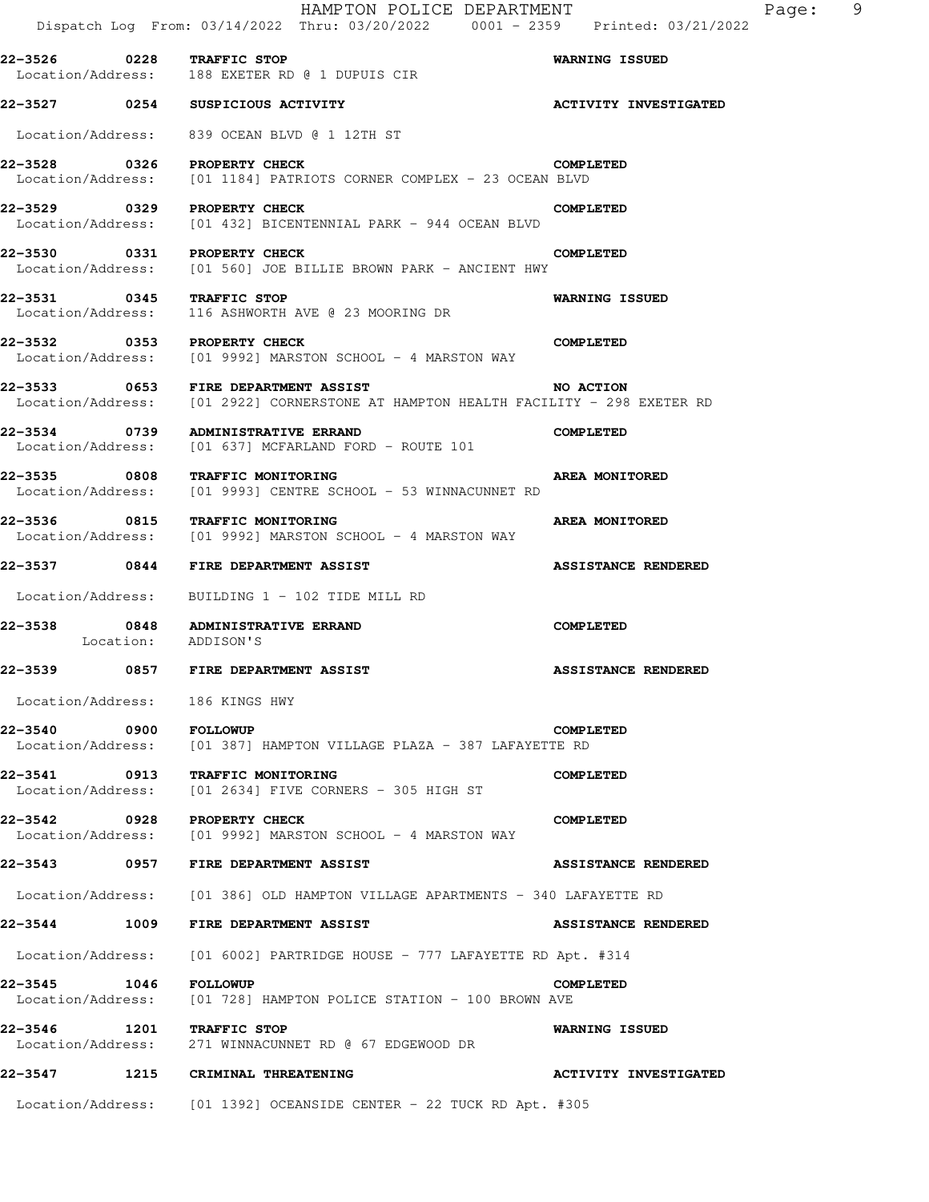22-3526 0228 **TRAFFIC STOP** **WARNING ISSUED**
Location/Address: 188 EXETER RD @ 1 DUPUIS CIR

22-3527 0254 **SUSPICIOUS ACTIVITY** **ACTIVITY INVESTIGATED**

Location/Address: 839 OCEAN BLVD @ 1 12TH ST

22-3528 0326 **PROPERTY CHECK** **COMPLETED**
Location/Address: [01 1184] PATRIOTS CORNER COMPLEX - 23 OCEAN BLVD

22-3529 0329 **PROPERTY CHECK** **COMPLETED**
Location/Address: [01 432] BICENTENNIAL PARK - 944 OCEAN BLVD

22-3530 0331 **PROPERTY CHECK** **COMPLETED**
Location/Address: [01 560] JOE BILLIE BROWN PARK - ANCIENT HWY

22-3531 0345 **TRAFFIC STOP** **WARNING ISSUED**
Location/Address: 116 ASHWORTH AVE @ 23 MOORING DR

22-3532 0353 **PROPERTY CHECK** **COMPLETED**
Location/Address: [01 9992] MARSTON SCHOOL - 4 MARSTON WAY

22-3533 0653 **FIRE DEPARTMENT ASSIST** **NO ACTION**
Location/Address: [01 2922] CORNERSTONE AT HAMPTON HEALTH FACILITY - 298 EXETER RD

22-3534 0739 **ADMINISTRATIVE ERRAND** **COMPLETED**
Location/Address: [01 637] MCFARLAND FORD - ROUTE 101

22-3535 0808 **TRAFFIC MONITORING** **AREA MONITORED**
Location/Address: [01 9993] CENTRE SCHOOL - 53 WINNACUNNET RD

22-3536 0815 **TRAFFIC MONITORING** **AREA MONITORED**
Location/Address: [01 9992] MARSTON SCHOOL - 4 MARSTON WAY

22-3537 0844 **FIRE DEPARTMENT ASSIST** **ASSISTANCE RENDERED**

Location/Address: BUILDING 1 - 102 TIDE MILL RD

22-3538 0848 **ADMINISTRATIVE ERRAND** **COMPLETED**
Location: ADDISON'S

22-3539 0857 **FIRE DEPARTMENT ASSIST** **ASSISTANCE RENDERED**

Location/Address: 186 KINGS HWY

22-3540 0900 **FOLLOWUP** **COMPLETED**
Location/Address: [01 387] HAMPTON VILLAGE PLAZA - 387 LAFAYETTE RD

22-3541 0913 **TRAFFIC MONITORING** **COMPLETED**
Location/Address: [01 2634] FIVE CORNERS - 305 HIGH ST

22-3542 0928 **PROPERTY CHECK** **COMPLETED**
Location/Address: [01 9992] MARSTON SCHOOL - 4 MARSTON WAY

22-3543 0957 **FIRE DEPARTMENT ASSIST** **ASSISTANCE RENDERED**

Location/Address: [01 386] OLD HAMPTON VILLAGE APARTMENTS - 340 LAFAYETTE RD

22-3544 1009 **FIRE DEPARTMENT ASSIST** **ASSISTANCE RENDERED**

Location/Address: [01 6002] PARTRIDGE HOUSE - 777 LAFAYETTE RD Apt. #314

22-3545 1046 **FOLLOWUP** **COMPLETED**
Location/Address: [01 728] HAMPTON POLICE STATION - 100 BROWN AVE

22-3546 1201 **TRAFFIC STOP** **WARNING ISSUED**
Location/Address: 271 WINNACUNNET RD @ 67 EDGEWOOD DR

22-3547 1215 **CRIMINAL THREATENING** **ACTIVITY INVESTIGATED**

Location/Address: [01 1392] OCEANSIDE CENTER - 22 TUCK RD Apt. #305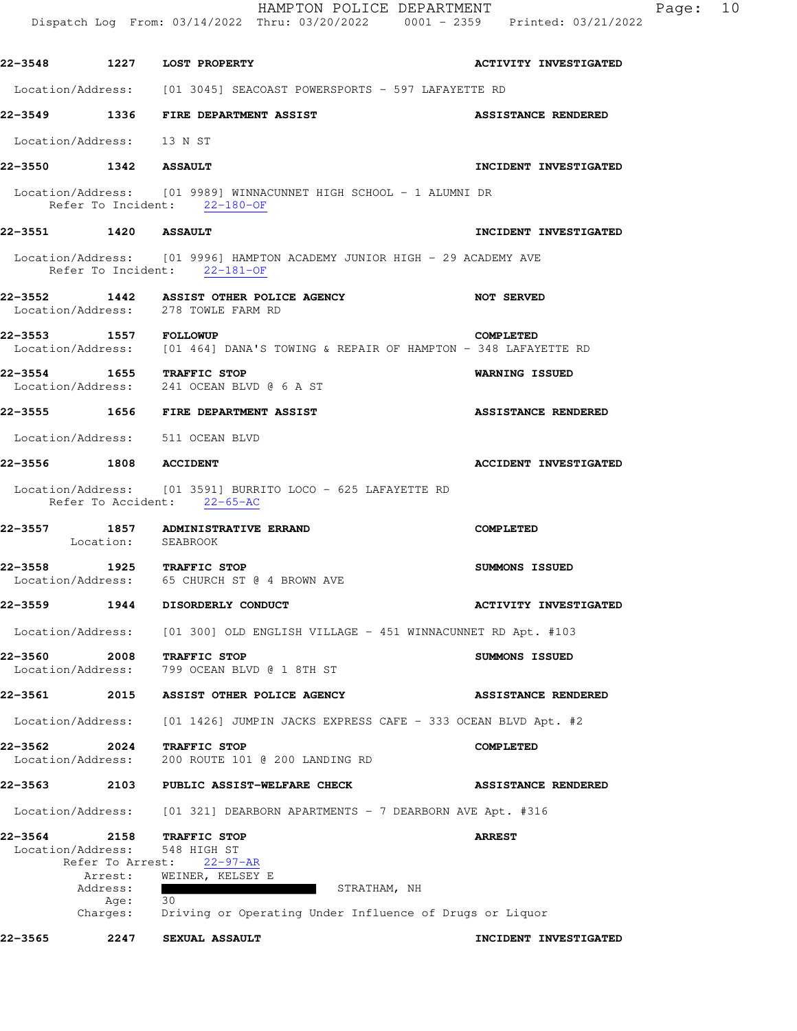**22-3548 1227 LOST PROPERTY** — **ACTIVITY INVESTIGATED**

Location/Address: [01 3045] SEACOAST POWERSPORTS - 597 LAFAYETTE RD

**22-3549 1336 FIRE DEPARTMENT ASSIST** — **ASSISTANCE RENDERED**

Location/Address: 13 N ST

**22-3550 1342 ASSAULT** — **INCIDENT INVESTIGATED**

Location/Address: [01 9989] WINNACUNNET HIGH SCHOOL - 1 ALUMNI DR
Refer To Incident: 22-180-OF

**22-3551 1420 ASSAULT** — **INCIDENT INVESTIGATED**

Location/Address: [01 9996] HAMPTON ACADEMY JUNIOR HIGH - 29 ACADEMY AVE
Refer To Incident: 22-181-OF

**22-3552 1442 ASSIST OTHER POLICE AGENCY** — **NOT SERVED**
Location/Address: 278 TOWLE FARM RD

**22-3553 1557 FOLLOWUP** — **COMPLETED**
Location/Address: [01 464] DANA'S TOWING & REPAIR OF HAMPTON - 348 LAFAYETTE RD

**22-3554 1655 TRAFFIC STOP** — **WARNING ISSUED**
Location/Address: 241 OCEAN BLVD @ 6 A ST

**22-3555 1656 FIRE DEPARTMENT ASSIST** — **ASSISTANCE RENDERED**

Location/Address: 511 OCEAN BLVD

**22-3556 1808 ACCIDENT** — **ACCIDENT INVESTIGATED**

Location/Address: [01 3591] BURRITO LOCO - 625 LAFAYETTE RD
Refer To Accident: 22-65-AC

**22-3557 1857 ADMINISTRATIVE ERRAND** — **COMPLETED**
Location: SEABROOK

**22-3558 1925 TRAFFIC STOP** — **SUMMONS ISSUED**
Location/Address: 65 CHURCH ST @ 4 BROWN AVE

**22-3559 1944 DISORDERLY CONDUCT** — **ACTIVITY INVESTIGATED**

Location/Address: [01 300] OLD ENGLISH VILLAGE - 451 WINNACUNNET RD Apt. #103

**22-3560 2008 TRAFFIC STOP** — **SUMMONS ISSUED**
Location/Address: 799 OCEAN BLVD @ 1 8TH ST

**22-3561 2015 ASSIST OTHER POLICE AGENCY** — **ASSISTANCE RENDERED**

Location/Address: [01 1426] JUMPIN JACKS EXPRESS CAFE - 333 OCEAN BLVD Apt. #2

**22-3562 2024 TRAFFIC STOP** — **COMPLETED**
Location/Address: 200 ROUTE 101 @ 200 LANDING RD

**22-3563 2103 PUBLIC ASSIST-WELFARE CHECK** — **ASSISTANCE RENDERED**

Location/Address: [01 321] DEARBORN APARTMENTS - 7 DEARBORN AVE Apt. #316

**22-3564 2158 TRAFFIC STOP** — **ARREST**
Location/Address: 548 HIGH ST
Refer To Arrest: 22-97-AR
Arrest: WEINER, KELSEY E
Address: [REDACTED] STRATHAM, NH
Age: 30
Charges: Driving or Operating Under Influence of Drugs or Liquor

**22-3565 2247 SEXUAL ASSAULT** — **INCIDENT INVESTIGATED**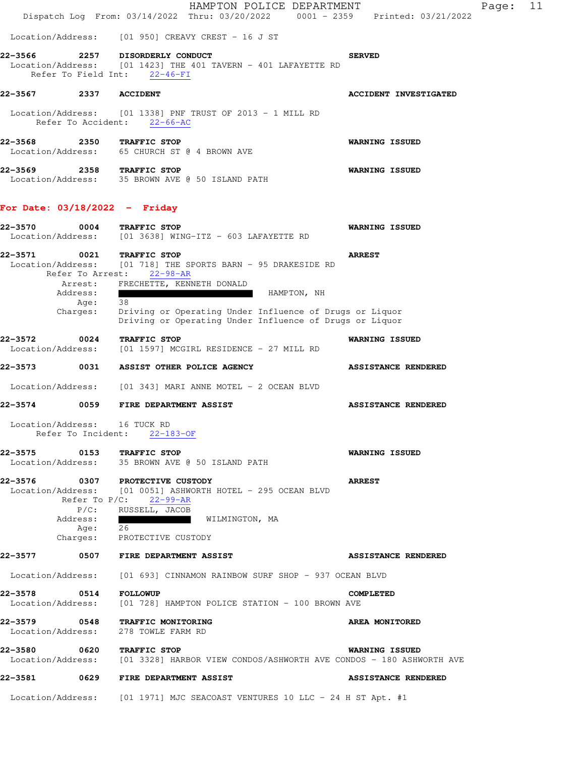Location/Address: [01 950] CREAVY CREST - 16 J ST

**22-3566 2257 DISORDERLY CONDUCT** **SERVED**
Location/Address: [01 1423] THE 401 TAVERN - 401 LAFAYETTE RD
Refer To Field Int: 22-46-FI

**22-3567 2337 ACCIDENT** **ACCIDENT INVESTIGATED**
Location/Address: [01 1338] PNF TRUST OF 2013 - 1 MILL RD
Refer To Accident: 22-66-AC

**22-3568 2350 TRAFFIC STOP** **WARNING ISSUED**
Location/Address: 65 CHURCH ST @ 4 BROWN AVE

**22-3569 2358 TRAFFIC STOP** **WARNING ISSUED**
Location/Address: 35 BROWN AVE @ 50 ISLAND PATH

## For Date: 03/18/2022 - Friday

**22-3570 0004 TRAFFIC STOP** **WARNING ISSUED**
Location/Address: [01 3638] WING-ITZ - 603 LAFAYETTE RD

**22-3571 0021 TRAFFIC STOP** **ARREST**
Location/Address: [01 718] THE SPORTS BARN - 95 DRAKESIDE RD
Refer To Arrest: 22-98-AR
Arrest: FRECHETTE, KENNETH DONALD
Address: ████████ HAMPTON, NH
Age: 38
Charges: Driving or Operating Under Influence of Drugs or Liquor
Driving or Operating Under Influence of Drugs or Liquor

**22-3572 0024 TRAFFIC STOP** **WARNING ISSUED**
Location/Address: [01 1597] MCGIRL RESIDENCE - 27 MILL RD

**22-3573 0031 ASSIST OTHER POLICE AGENCY** **ASSISTANCE RENDERED**
Location/Address: [01 343] MARI ANNE MOTEL - 2 OCEAN BLVD

**22-3574 0059 FIRE DEPARTMENT ASSIST** **ASSISTANCE RENDERED**
Location/Address: 16 TUCK RD
Refer To Incident: 22-183-OF

**22-3575 0153 TRAFFIC STOP** **WARNING ISSUED**
Location/Address: 35 BROWN AVE @ 50 ISLAND PATH

**22-3576 0307 PROTECTIVE CUSTODY** **ARREST**
Location/Address: [01 0051] ASHWORTH HOTEL - 295 OCEAN BLVD
Refer To P/C: 22-99-AR
P/C: RUSSELL, JACOB
Address: ████████ WILMINGTON, MA
Age: 26
Charges: PROTECTIVE CUSTODY

**22-3577 0507 FIRE DEPARTMENT ASSIST** **ASSISTANCE RENDERED**
Location/Address: [01 693] CINNAMON RAINBOW SURF SHOP - 937 OCEAN BLVD

**22-3578 0514 FOLLOWUP** **COMPLETED**
Location/Address: [01 728] HAMPTON POLICE STATION - 100 BROWN AVE

**22-3579 0548 TRAFFIC MONITORING** **AREA MONITORED**
Location/Address: 278 TOWLE FARM RD

**22-3580 0620 TRAFFIC STOP** **WARNING ISSUED**
Location/Address: [01 3328] HARBOR VIEW CONDOS/ASHWORTH AVE CONDOS - 180 ASHWORTH AVE

**22-3581 0629 FIRE DEPARTMENT ASSIST** **ASSISTANCE RENDERED**
Location/Address: [01 1971] MJC SEACOAST VENTURES 10 LLC - 24 H ST Apt. #1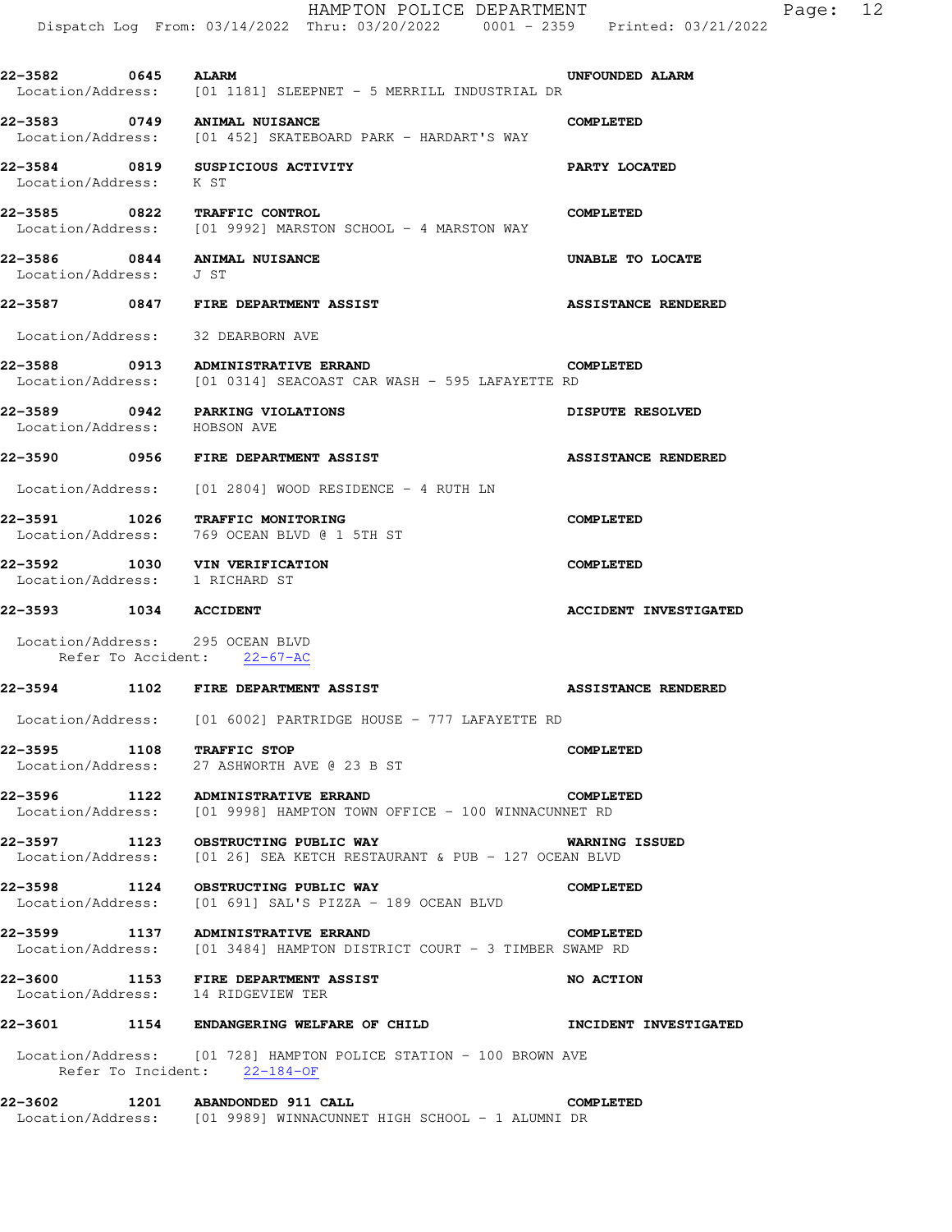| Call # | Time | Call Reason | Action |
|---|---|---|---|
| **22-3582** | **0645** | **ALARM** | **UNFOUNDED ALARM** |
| Location/Address: | | [01 1181] SLEEPNET - 5 MERRILL INDUSTRIAL DR | |
| **22-3583** | **0749** | **ANIMAL NUISANCE** | **COMPLETED** |
| Location/Address: | | [01 452] SKATEBOARD PARK - HARDART'S WAY | |
| **22-3584** | **0819** | **SUSPICIOUS ACTIVITY** | **PARTY LOCATED** |
| Location/Address: | | K ST | |
| **22-3585** | **0822** | **TRAFFIC CONTROL** | **COMPLETED** |
| Location/Address: | | [01 9992] MARSTON SCHOOL - 4 MARSTON WAY | |
| **22-3586** | **0844** | **ANIMAL NUISANCE** | **UNABLE TO LOCATE** |
| Location/Address: | | J ST | |
| **22-3587** | **0847** | **FIRE DEPARTMENT ASSIST** | **ASSISTANCE RENDERED** |
| Location/Address: | | 32 DEARBORN AVE | |
| **22-3588** | **0913** | **ADMINISTRATIVE ERRAND** | **COMPLETED** |
| Location/Address: | | [01 0314] SEACOAST CAR WASH - 595 LAFAYETTE RD | |
| **22-3589** | **0942** | **PARKING VIOLATIONS** | **DISPUTE RESOLVED** |
| Location/Address: | | HOBSON AVE | |
| **22-3590** | **0956** | **FIRE DEPARTMENT ASSIST** | **ASSISTANCE RENDERED** |
| Location/Address: | | [01 2804] WOOD RESIDENCE - 4 RUTH LN | |
| **22-3591** | **1026** | **TRAFFIC MONITORING** | **COMPLETED** |
| Location/Address: | | 769 OCEAN BLVD @ 1 5TH ST | |
| **22-3592** | **1030** | **VIN VERIFICATION** | **COMPLETED** |
| Location/Address: | | 1 RICHARD ST | |
| **22-3593** | **1034** | **ACCIDENT** | **ACCIDENT INVESTIGATED** |
| Location/Address: | | 295 OCEAN BLVD | |
| Refer To Accident: | | 22-67-AC | |
| **22-3594** | **1102** | **FIRE DEPARTMENT ASSIST** | **ASSISTANCE RENDERED** |
| Location/Address: | | [01 6002] PARTRIDGE HOUSE - 777 LAFAYETTE RD | |
| **22-3595** | **1108** | **TRAFFIC STOP** | **COMPLETED** |
| Location/Address: | | 27 ASHWORTH AVE @ 23 B ST | |
| **22-3596** | **1122** | **ADMINISTRATIVE ERRAND** | **COMPLETED** |
| Location/Address: | | [01 9998] HAMPTON TOWN OFFICE - 100 WINNACUNNET RD | |
| **22-3597** | **1123** | **OBSTRUCTING PUBLIC WAY** | **WARNING ISSUED** |
| Location/Address: | | [01 26] SEA KETCH RESTAURANT & PUB - 127 OCEAN BLVD | |
| **22-3598** | **1124** | **OBSTRUCTING PUBLIC WAY** | **COMPLETED** |
| Location/Address: | | [01 691] SAL'S PIZZA - 189 OCEAN BLVD | |
| **22-3599** | **1137** | **ADMINISTRATIVE ERRAND** | **COMPLETED** |
| Location/Address: | | [01 3484] HAMPTON DISTRICT COURT - 3 TIMBER SWAMP RD | |
| **22-3600** | **1153** | **FIRE DEPARTMENT ASSIST** | **NO ACTION** |
| Location/Address: | | 14 RIDGEVIEW TER | |
| **22-3601** | **1154** | **ENDANGERING WELFARE OF CHILD** | **INCIDENT INVESTIGATED** |
| Location/Address: | | [01 728] HAMPTON POLICE STATION - 100 BROWN AVE | |
| Refer To Incident: | | 22-184-OF | |
| **22-3602** | **1201** | **ABANDONED 911 CALL** | **COMPLETED** |
| Location/Address: | | [01 9989] WINNACUNNET HIGH SCHOOL - 1 ALUMNI DR | |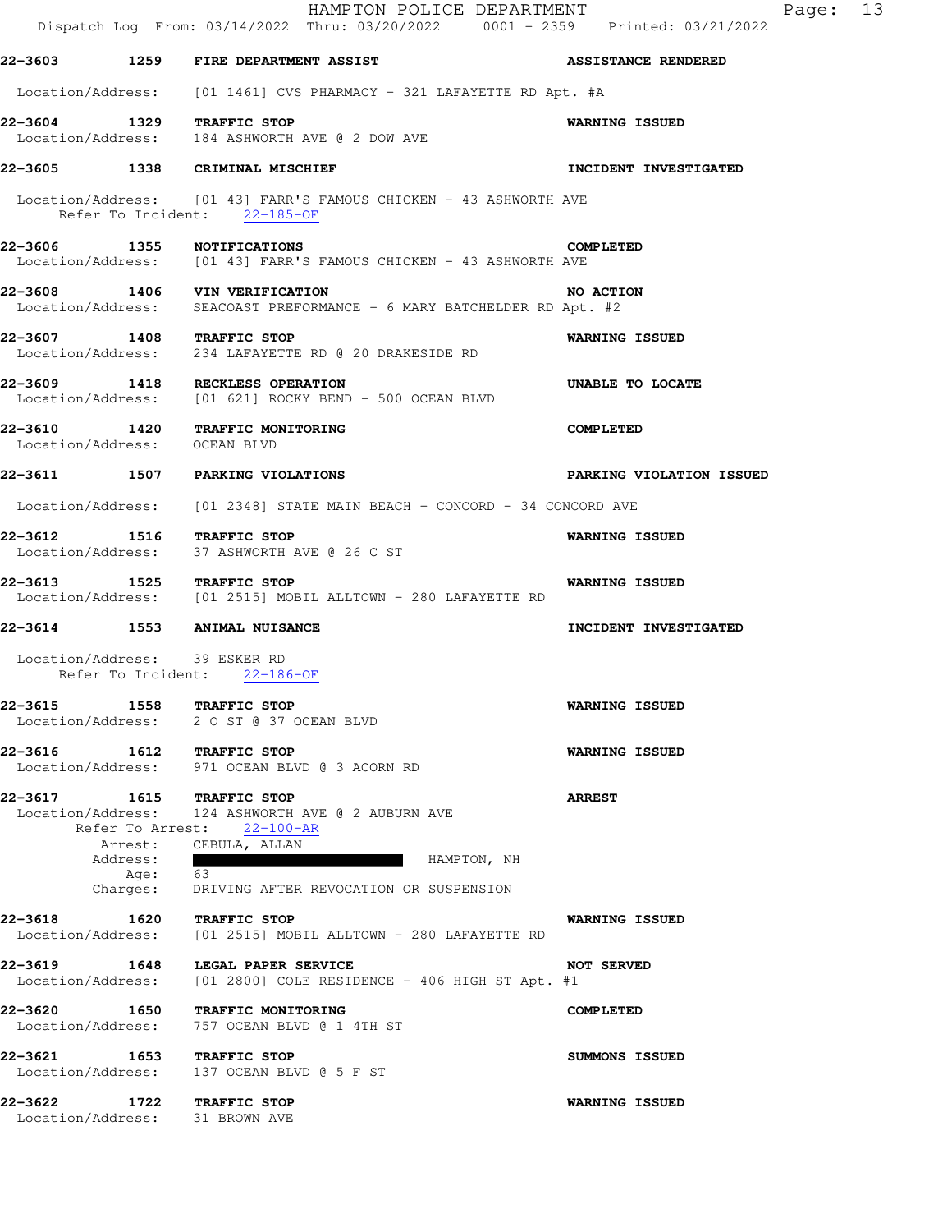**22-3603 1259 FIRE DEPARTMENT ASSIST** — **ASSISTANCE RENDERED**
Location/Address: [01 1461] CVS PHARMACY - 321 LAFAYETTE RD Apt. #A

**22-3604 1329 TRAFFIC STOP** — **WARNING ISSUED**
Location/Address: 184 ASHWORTH AVE @ 2 DOW AVE

**22-3605 1338 CRIMINAL MISCHIEF** — **INCIDENT INVESTIGATED**
Location/Address: [01 43] FARR'S FAMOUS CHICKEN - 43 ASHWORTH AVE
Refer To Incident: 22-185-OF

**22-3606 1355 NOTIFICATIONS** — **COMPLETED**
Location/Address: [01 43] FARR'S FAMOUS CHICKEN - 43 ASHWORTH AVE

**22-3608 1406 VIN VERIFICATION** — **NO ACTION**
Location/Address: SEACOAST PREFORMANCE - 6 MARY BATCHELDER RD Apt. #2

**22-3607 1408 TRAFFIC STOP** — **WARNING ISSUED**
Location/Address: 234 LAFAYETTE RD @ 20 DRAKESIDE RD

**22-3609 1418 RECKLESS OPERATION** — **UNABLE TO LOCATE**
Location/Address: [01 621] ROCKY BEND - 500 OCEAN BLVD

**22-3610 1420 TRAFFIC MONITORING** — **COMPLETED**
Location/Address: OCEAN BLVD

**22-3611 1507 PARKING VIOLATIONS** — **PARKING VIOLATION ISSUED**
Location/Address: [01 2348] STATE MAIN BEACH - CONCORD - 34 CONCORD AVE

**22-3612 1516 TRAFFIC STOP** — **WARNING ISSUED**
Location/Address: 37 ASHWORTH AVE @ 26 C ST

**22-3613 1525 TRAFFIC STOP** — **WARNING ISSUED**
Location/Address: [01 2515] MOBIL ALLTOWN - 280 LAFAYETTE RD

**22-3614 1553 ANIMAL NUISANCE** — **INCIDENT INVESTIGATED**
Location/Address: 39 ESKER RD
Refer To Incident: 22-186-OF

**22-3615 1558 TRAFFIC STOP** — **WARNING ISSUED**
Location/Address: 2 O ST @ 37 OCEAN BLVD

**22-3616 1612 TRAFFIC STOP** — **WARNING ISSUED**
Location/Address: 971 OCEAN BLVD @ 3 ACORN RD

**22-3617 1615 TRAFFIC STOP** — **ARREST**
Location/Address: 124 ASHWORTH AVE @ 2 AUBURN AVE
Refer To Arrest: 22-100-AR
Arrest: CEBULA, ALLAN
Address: [REDACTED] HAMPTON, NH
Age: 63
Charges: DRIVING AFTER REVOCATION OR SUSPENSION

**22-3618 1620 TRAFFIC STOP** — **WARNING ISSUED**
Location/Address: [01 2515] MOBIL ALLTOWN - 280 LAFAYETTE RD

**22-3619 1648 LEGAL PAPER SERVICE** — **NOT SERVED**
Location/Address: [01 2800] COLE RESIDENCE - 406 HIGH ST Apt. #1

**22-3620 1650 TRAFFIC MONITORING** — **COMPLETED**
Location/Address: 757 OCEAN BLVD @ 1 4TH ST

**22-3621 1653 TRAFFIC STOP** — **SUMMONS ISSUED**
Location/Address: 137 OCEAN BLVD @ 5 F ST

**22-3622 1722 TRAFFIC STOP** — **WARNING ISSUED**
Location/Address: 31 BROWN AVE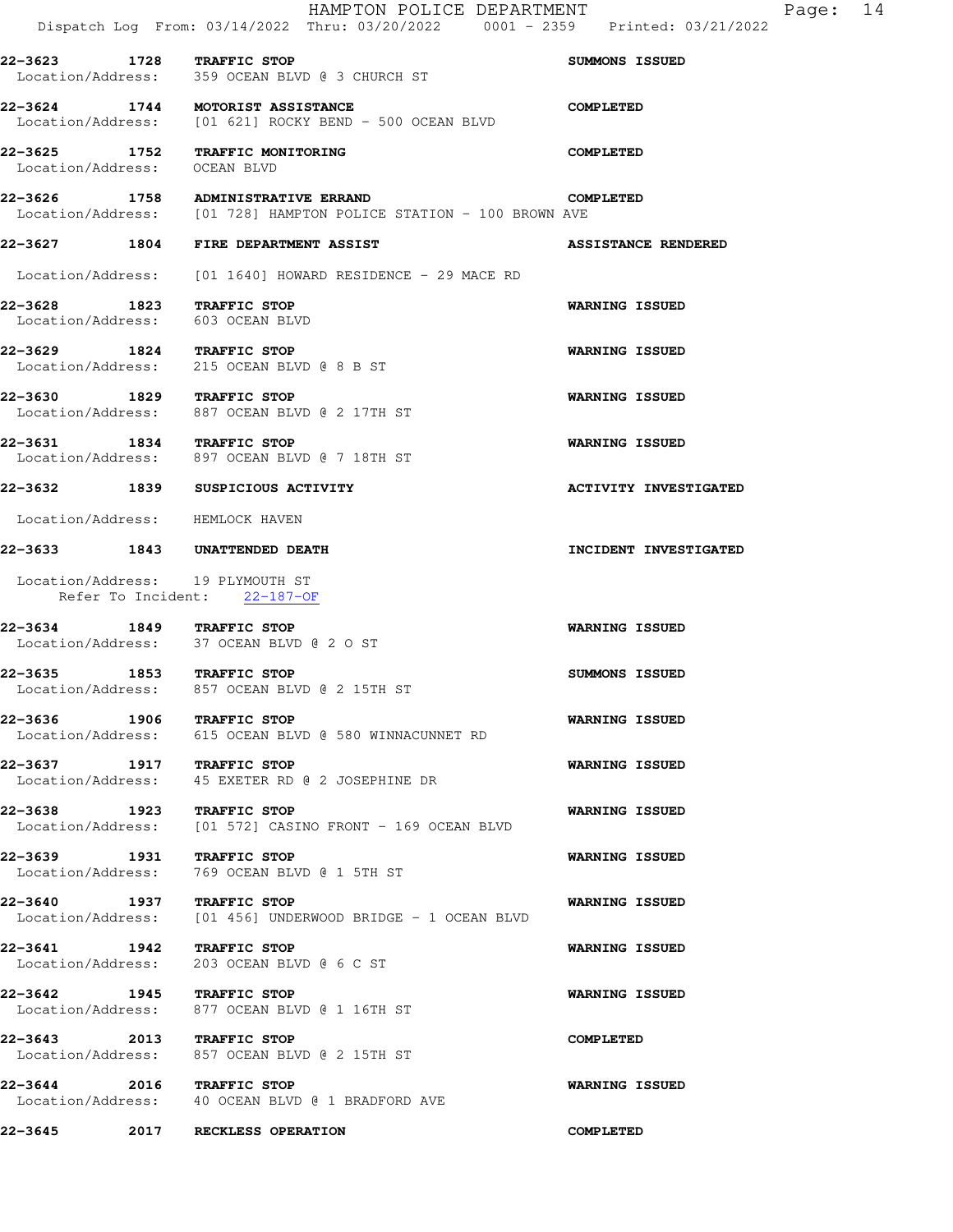Dispatch Log From: 03/14/2022 Thru: 03/20/2022 0001 - 2359 Printed: 03/21/2022

**22-3623 1728 TRAFFIC STOP** — **SUMMONS ISSUED**
Location/Address: 359 OCEAN BLVD @ 3 CHURCH ST

**22-3624 1744 MOTORIST ASSISTANCE** — **COMPLETED**
Location/Address: [01 621] ROCKY BEND - 500 OCEAN BLVD

**22-3625 1752 TRAFFIC MONITORING** — **COMPLETED**
Location/Address: OCEAN BLVD

**22-3626 1758 ADMINISTRATIVE ERRAND** — **COMPLETED**
Location/Address: [01 728] HAMPTON POLICE STATION - 100 BROWN AVE

**22-3627 1804 FIRE DEPARTMENT ASSIST** — **ASSISTANCE RENDERED**
Location/Address: [01 1640] HOWARD RESIDENCE - 29 MACE RD

**22-3628 1823 TRAFFIC STOP** — **WARNING ISSUED**
Location/Address: 603 OCEAN BLVD

**22-3629 1824 TRAFFIC STOP** — **WARNING ISSUED**
Location/Address: 215 OCEAN BLVD @ 8 B ST

**22-3630 1829 TRAFFIC STOP** — **WARNING ISSUED**
Location/Address: 887 OCEAN BLVD @ 2 17TH ST

**22-3631 1834 TRAFFIC STOP** — **WARNING ISSUED**
Location/Address: 897 OCEAN BLVD @ 7 18TH ST

**22-3632 1839 SUSPICIOUS ACTIVITY** — **ACTIVITY INVESTIGATED**
Location/Address: HEMLOCK HAVEN

**22-3633 1843 UNATTENDED DEATH** — **INCIDENT INVESTIGATED**
Location/Address: 19 PLYMOUTH ST
Refer To Incident: 22-187-OF

**22-3634 1849 TRAFFIC STOP** — **WARNING ISSUED**
Location/Address: 37 OCEAN BLVD @ 2 O ST

**22-3635 1853 TRAFFIC STOP** — **SUMMONS ISSUED**
Location/Address: 857 OCEAN BLVD @ 2 15TH ST

**22-3636 1906 TRAFFIC STOP** — **WARNING ISSUED**
Location/Address: 615 OCEAN BLVD @ 580 WINNACUNNET RD

**22-3637 1917 TRAFFIC STOP** — **WARNING ISSUED**
Location/Address: 45 EXETER RD @ 2 JOSEPHINE DR

**22-3638 1923 TRAFFIC STOP** — **WARNING ISSUED**
Location/Address: [01 572] CASINO FRONT - 169 OCEAN BLVD

**22-3639 1931 TRAFFIC STOP** — **WARNING ISSUED**
Location/Address: 769 OCEAN BLVD @ 1 5TH ST

**22-3640 1937 TRAFFIC STOP** — **WARNING ISSUED**
Location/Address: [01 456] UNDERWOOD BRIDGE - 1 OCEAN BLVD

**22-3641 1942 TRAFFIC STOP** — **WARNING ISSUED**
Location/Address: 203 OCEAN BLVD @ 6 C ST

**22-3642 1945 TRAFFIC STOP** — **WARNING ISSUED**
Location/Address: 877 OCEAN BLVD @ 1 16TH ST

**22-3643 2013 TRAFFIC STOP** — **COMPLETED**
Location/Address: 857 OCEAN BLVD @ 2 15TH ST

**22-3644 2016 TRAFFIC STOP** — **WARNING ISSUED**
Location/Address: 40 OCEAN BLVD @ 1 BRADFORD AVE

**22-3645 2017 RECKLESS OPERATION** — **COMPLETED**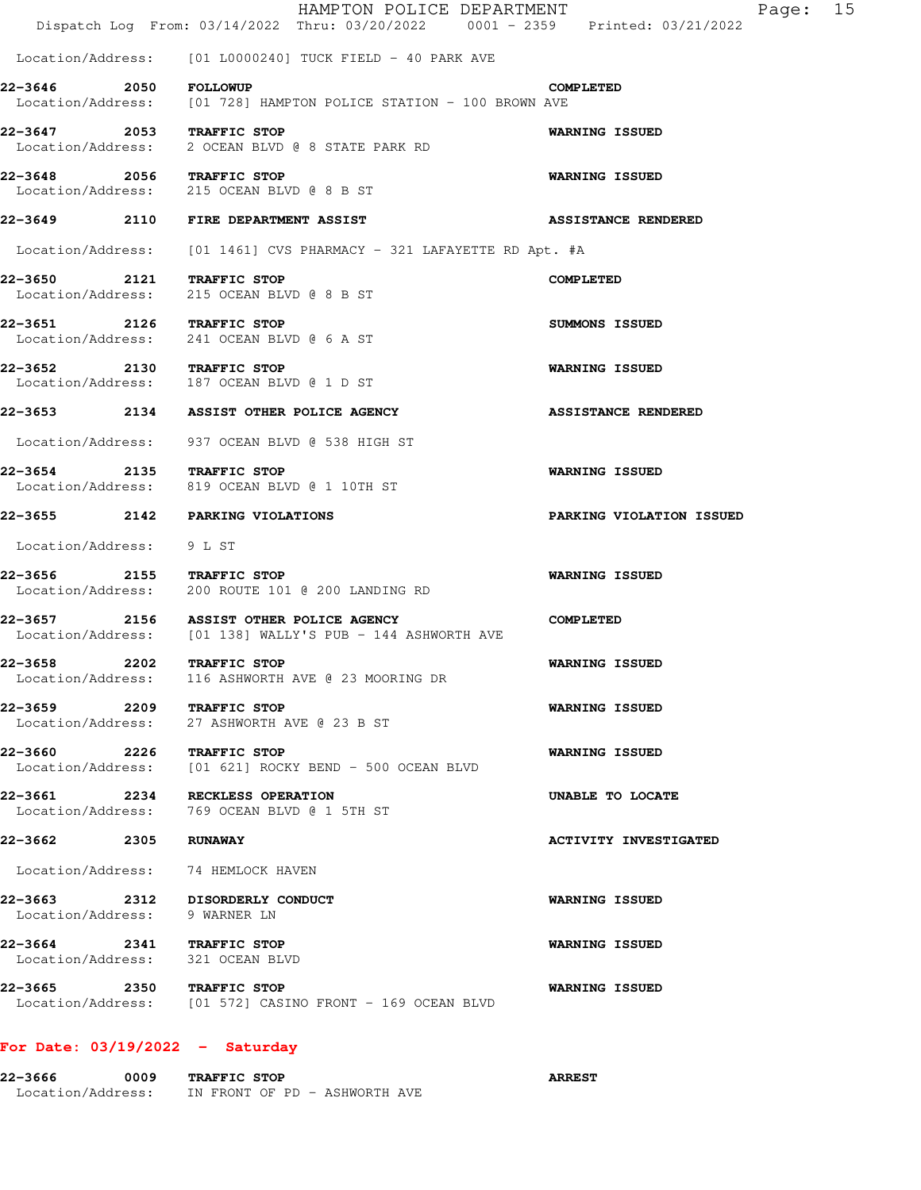Location/Address: [01 L0000240] TUCK FIELD - 40 PARK AVE

**22-3646 2050 FOLLOWUP** — **COMPLETED**
Location/Address: [01 728] HAMPTON POLICE STATION - 100 BROWN AVE

**22-3647 2053 TRAFFIC STOP** — **WARNING ISSUED**
Location/Address: 2 OCEAN BLVD @ 8 STATE PARK RD

**22-3648 2056 TRAFFIC STOP** — **WARNING ISSUED**
Location/Address: 215 OCEAN BLVD @ 8 B ST

**22-3649 2110 FIRE DEPARTMENT ASSIST** — **ASSISTANCE RENDERED**
Location/Address: [01 1461] CVS PHARMACY - 321 LAFAYETTE RD Apt. #A

**22-3650 2121 TRAFFIC STOP** — **COMPLETED**
Location/Address: 215 OCEAN BLVD @ 8 B ST

**22-3651 2126 TRAFFIC STOP** — **SUMMONS ISSUED**
Location/Address: 241 OCEAN BLVD @ 6 A ST

**22-3652 2130 TRAFFIC STOP** — **WARNING ISSUED**
Location/Address: 187 OCEAN BLVD @ 1 D ST

**22-3653 2134 ASSIST OTHER POLICE AGENCY** — **ASSISTANCE RENDERED**
Location/Address: 937 OCEAN BLVD @ 538 HIGH ST

**22-3654 2135 TRAFFIC STOP** — **WARNING ISSUED**
Location/Address: 819 OCEAN BLVD @ 1 10TH ST

**22-3655 2142 PARKING VIOLATIONS** — **PARKING VIOLATION ISSUED**
Location/Address: 9 L ST

**22-3656 2155 TRAFFIC STOP** — **WARNING ISSUED**
Location/Address: 200 ROUTE 101 @ 200 LANDING RD

**22-3657 2156 ASSIST OTHER POLICE AGENCY** — **COMPLETED**
Location/Address: [01 138] WALLY'S PUB - 144 ASHWORTH AVE

**22-3658 2202 TRAFFIC STOP** — **WARNING ISSUED**
Location/Address: 116 ASHWORTH AVE @ 23 MOORING DR

**22-3659 2209 TRAFFIC STOP** — **WARNING ISSUED**
Location/Address: 27 ASHWORTH AVE @ 23 B ST

**22-3660 2226 TRAFFIC STOP** — **WARNING ISSUED**
Location/Address: [01 621] ROCKY BEND - 500 OCEAN BLVD

**22-3661 2234 RECKLESS OPERATION** — **UNABLE TO LOCATE**
Location/Address: 769 OCEAN BLVD @ 1 5TH ST

**22-3662 2305 RUNAWAY** — **ACTIVITY INVESTIGATED**
Location/Address: 74 HEMLOCK HAVEN

**22-3663 2312 DISORDERLY CONDUCT** — **WARNING ISSUED**
Location/Address: 9 WARNER LN

**22-3664 2341 TRAFFIC STOP** — **WARNING ISSUED**
Location/Address: 321 OCEAN BLVD

**22-3665 2350 TRAFFIC STOP** — **WARNING ISSUED**
Location/Address: [01 572] CASINO FRONT - 169 OCEAN BLVD

## For Date: 03/19/2022 - Saturday

**22-3666 0009 TRAFFIC STOP** — **ARREST**
Location/Address: IN FRONT OF PD - ASHWORTH AVE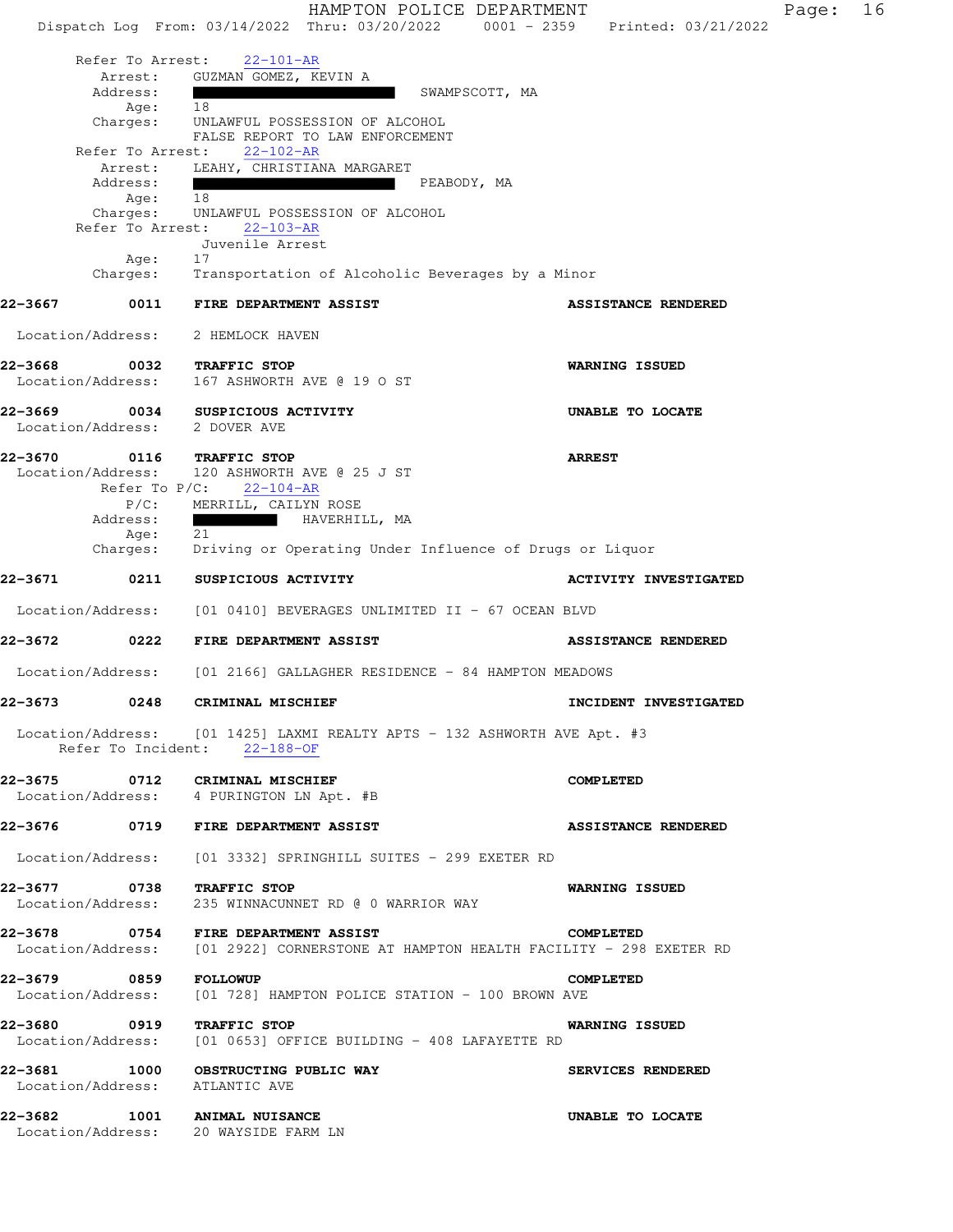Refer To Arrest: 22-101-AR
Arrest: GUZMAN GOMEZ, KEVIN A
Address: SWAMPSCOTT, MA
Age: 18
Charges: UNLAWFUL POSSESSION OF ALCOHOL
FALSE REPORT TO LAW ENFORCEMENT

Refer To Arrest: 22-102-AR
Arrest: LEAHY, CHRISTIANA MARGARET
Address: PEABODY, MA
Age: 18
Charges: UNLAWFUL POSSESSION OF ALCOHOL

Refer To Arrest: 22-103-AR
Juvenile Arrest
Age: 17
Charges: Transportation of Alcoholic Beverages by a Minor

**22-3667 0011 FIRE DEPARTMENT ASSIST — ASSISTANCE RENDERED**
Location/Address: 2 HEMLOCK HAVEN

**22-3668 0032 TRAFFIC STOP — WARNING ISSUED**
Location/Address: 167 ASHWORTH AVE @ 19 O ST

**22-3669 0034 SUSPICIOUS ACTIVITY — UNABLE TO LOCATE**
Location/Address: 2 DOVER AVE

**22-3670 0116 TRAFFIC STOP — ARREST**
Location/Address: 120 ASHWORTH AVE @ 25 J ST
Refer To P/C: 22-104-AR
P/C: MERRILL, CAILYN ROSE
Address: HAVERHILL, MA
Age: 21
Charges: Driving or Operating Under Influence of Drugs or Liquor

**22-3671 0211 SUSPICIOUS ACTIVITY — ACTIVITY INVESTIGATED**
Location/Address: [01 0410] BEVERAGES UNLIMITED II - 67 OCEAN BLVD

**22-3672 0222 FIRE DEPARTMENT ASSIST — ASSISTANCE RENDERED**
Location/Address: [01 2166] GALLAGHER RESIDENCE - 84 HAMPTON MEADOWS

**22-3673 0248 CRIMINAL MISCHIEF — INCIDENT INVESTIGATED**
Location/Address: [01 1425] LAXMI REALTY APTS - 132 ASHWORTH AVE Apt. #3
Refer To Incident: 22-188-OF

**22-3675 0712 CRIMINAL MISCHIEF — COMPLETED**
Location/Address: 4 PURINGTON LN Apt. #B

**22-3676 0719 FIRE DEPARTMENT ASSIST — ASSISTANCE RENDERED**
Location/Address: [01 3332] SPRINGHILL SUITES - 299 EXETER RD

**22-3677 0738 TRAFFIC STOP — WARNING ISSUED**
Location/Address: 235 WINNACUNNET RD @ 0 WARRIOR WAY

**22-3678 0754 FIRE DEPARTMENT ASSIST — COMPLETED**
Location/Address: [01 2922] CORNERSTONE AT HAMPTON HEALTH FACILITY - 298 EXETER RD

**22-3679 0859 FOLLOWUP — COMPLETED**
Location/Address: [01 728] HAMPTON POLICE STATION - 100 BROWN AVE

**22-3680 0919 TRAFFIC STOP — WARNING ISSUED**
Location/Address: [01 0653] OFFICE BUILDING - 408 LAFAYETTE RD

**22-3681 1000 OBSTRUCTING PUBLIC WAY — SERVICES RENDERED**
Location/Address: ATLANTIC AVE

**22-3682 1001 ANIMAL NUISANCE — UNABLE TO LOCATE**
Location/Address: 20 WAYSIDE FARM LN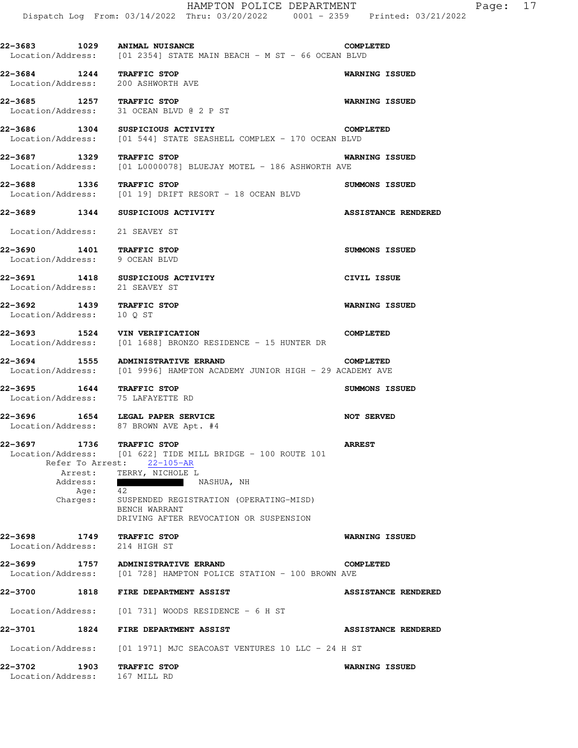**22-3683 1029 ANIMAL NUISANCE** **COMPLETED**
Location/Address: [01 2354] STATE MAIN BEACH - M ST - 66 OCEAN BLVD

**22-3684 1244 TRAFFIC STOP** **WARNING ISSUED**
Location/Address: 200 ASHWORTH AVE

**22-3685 1257 TRAFFIC STOP** **WARNING ISSUED**
Location/Address: 31 OCEAN BLVD @ 2 P ST

**22-3686 1304 SUSPICIOUS ACTIVITY** **COMPLETED**
Location/Address: [01 544] STATE SEASHELL COMPLEX - 170 OCEAN BLVD

**22-3687 1329 TRAFFIC STOP** **WARNING ISSUED**
Location/Address: [01 L0000078] BLUEJAY MOTEL - 186 ASHWORTH AVE

**22-3688 1336 TRAFFIC STOP** **SUMMONS ISSUED**
Location/Address: [01 19] DRIFT RESORT - 18 OCEAN BLVD

**22-3689 1344 SUSPICIOUS ACTIVITY** **ASSISTANCE RENDERED**
Location/Address: 21 SEAVEY ST

**22-3690 1401 TRAFFIC STOP** **SUMMONS ISSUED**
Location/Address: 9 OCEAN BLVD

**22-3691 1418 SUSPICIOUS ACTIVITY** **CIVIL ISSUE**
Location/Address: 21 SEAVEY ST

**22-3692 1439 TRAFFIC STOP** **WARNING ISSUED**
Location/Address: 10 Q ST

**22-3693 1524 VIN VERIFICATION** **COMPLETED**
Location/Address: [01 1688] BRONZO RESIDENCE - 15 HUNTER DR

**22-3694 1555 ADMINISTRATIVE ERRAND** **COMPLETED**
Location/Address: [01 9996] HAMPTON ACADEMY JUNIOR HIGH - 29 ACADEMY AVE

**22-3695 1644 TRAFFIC STOP** **SUMMONS ISSUED**
Location/Address: 75 LAFAYETTE RD

**22-3696 1654 LEGAL PAPER SERVICE** **NOT SERVED**
Location/Address: 87 BROWN AVE Apt. #4

**22-3697 1736 TRAFFIC STOP** **ARREST**
Location/Address: [01 622] TIDE MILL BRIDGE - 100 ROUTE 101
Refer To Arrest: 22-105-AR
Arrest: TERRY, NICHOLE L
Address: NASHUA, NH
Age: 42
Charges: SUSPENDED REGISTRATION (OPERATING-MISD)
BENCH WARRANT
DRIVING AFTER REVOCATION OR SUSPENSION

**22-3698 1749 TRAFFIC STOP** **WARNING ISSUED**
Location/Address: 214 HIGH ST

**22-3699 1757 ADMINISTRATIVE ERRAND** **COMPLETED**
Location/Address: [01 728] HAMPTON POLICE STATION - 100 BROWN AVE

**22-3700 1818 FIRE DEPARTMENT ASSIST** **ASSISTANCE RENDERED**
Location/Address: [01 731] WOODS RESIDENCE - 6 H ST

**22-3701 1824 FIRE DEPARTMENT ASSIST** **ASSISTANCE RENDERED**
Location/Address: [01 1971] MJC SEACOAST VENTURES 10 LLC - 24 H ST

**22-3702 1903 TRAFFIC STOP** **WARNING ISSUED**
Location/Address: 167 MILL RD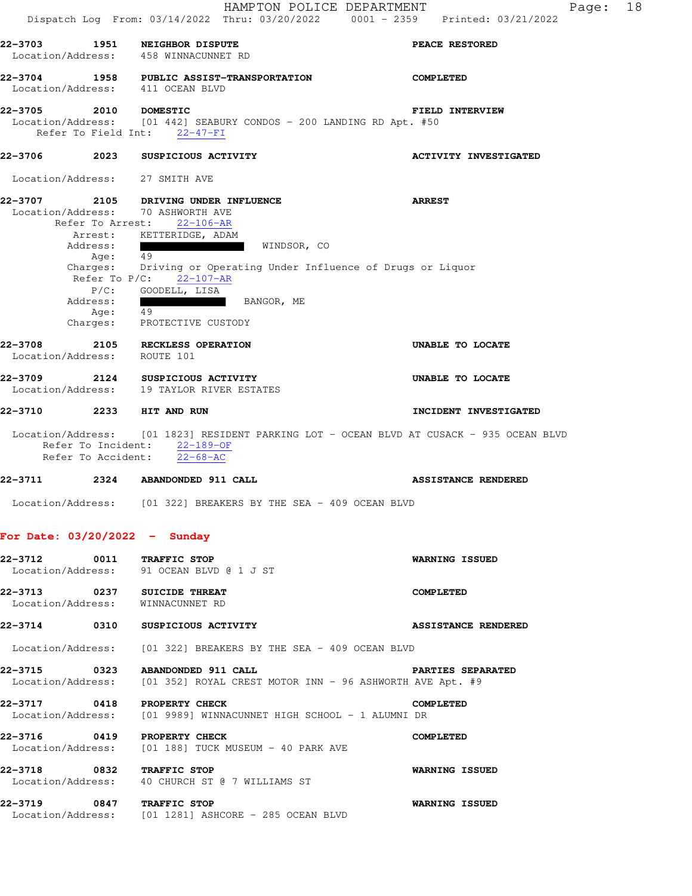**22-3703** **1951** **NEIGHBOR DISPUTE** **PEACE RESTORED**
Location/Address: 458 WINNACUNNET RD

**22-3704** **1958** **PUBLIC ASSIST-TRANSPORTATION** **COMPLETED**
Location/Address: 411 OCEAN BLVD

**22-3705** **2010** **DOMESTIC** **FIELD INTERVIEW**
Location/Address: [01 442] SEABURY CONDOS - 200 LANDING RD Apt. #50
Refer To Field Int: 22-47-FI

**22-3706** **2023** **SUSPICIOUS ACTIVITY** **ACTIVITY INVESTIGATED**
Location/Address: 27 SMITH AVE

**22-3707** **2105** **DRIVING UNDER INFLUENCE** **ARREST**
Location/Address: 70 ASHWORTH AVE
Refer To Arrest: 22-106-AR
Arrest: KETTERIDGE, ADAM
Address: WINDSOR, CO
Age: 49
Charges: Driving or Operating Under Influence of Drugs or Liquor
Refer To P/C: 22-107-AR
P/C: GOODELL, LISA
Address: BANGOR, ME
Age: 49
Charges: PROTECTIVE CUSTODY

**22-3708** **2105** **RECKLESS OPERATION** **UNABLE TO LOCATE**
Location/Address: ROUTE 101

**22-3709** **2124** **SUSPICIOUS ACTIVITY** **UNABLE TO LOCATE**
Location/Address: 19 TAYLOR RIVER ESTATES

**22-3710** **2233** **HIT AND RUN** **INCIDENT INVESTIGATED**
Location/Address: [01 1823] RESIDENT PARKING LOT - OCEAN BLVD AT CUSACK - 935 OCEAN BLVD
Refer To Incident: 22-189-OF
Refer To Accident: 22-68-AC

**22-3711** **2324** **ABANDONED 911 CALL** **ASSISTANCE RENDERED**
Location/Address: [01 322] BREAKERS BY THE SEA - 409 OCEAN BLVD

## For Date: 03/20/2022 - Sunday

**22-3712** **0011** **TRAFFIC STOP** **WARNING ISSUED**
Location/Address: 91 OCEAN BLVD @ 1 J ST

**22-3713** **0237** **SUICIDE THREAT** **COMPLETED**
Location/Address: WINNACUNNET RD

**22-3714** **0310** **SUSPICIOUS ACTIVITY** **ASSISTANCE RENDERED**
Location/Address: [01 322] BREAKERS BY THE SEA - 409 OCEAN BLVD

**22-3715** **0323** **ABANDONED 911 CALL** **PARTIES SEPARATED**
Location/Address: [01 352] ROYAL CREST MOTOR INN - 96 ASHWORTH AVE Apt. #9

**22-3717** **0418** **PROPERTY CHECK** **COMPLETED**
Location/Address: [01 9989] WINNACUNNET HIGH SCHOOL - 1 ALUMNI DR

**22-3716** **0419** **PROPERTY CHECK** **COMPLETED**
Location/Address: [01 188] TUCK MUSEUM - 40 PARK AVE

**22-3718** **0832** **TRAFFIC STOP** **WARNING ISSUED**
Location/Address: 40 CHURCH ST @ 7 WILLIAMS ST

**22-3719** **0847** **TRAFFIC STOP** **WARNING ISSUED**
Location/Address: [01 1281] ASHCORE - 285 OCEAN BLVD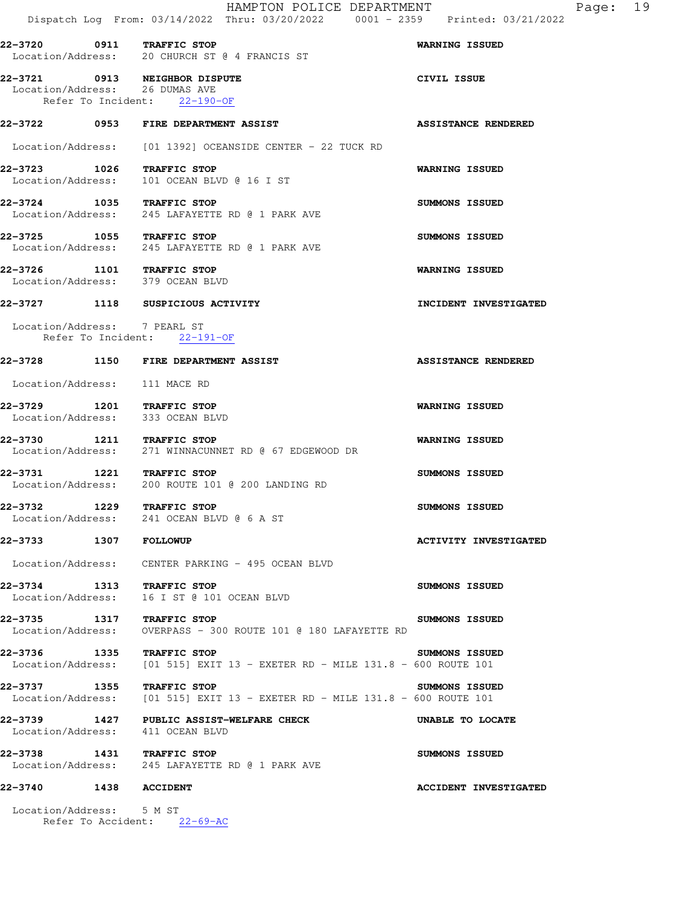**22-3720 0911 TRAFFIC STOP** **WARNING ISSUED**
Location/Address: 20 CHURCH ST @ 4 FRANCIS ST

**22-3721 0913 NEIGHBOR DISPUTE** **CIVIL ISSUE**
Location/Address: 26 DUMAS AVE
Refer To Incident: 22-190-OF

**22-3722 0953 FIRE DEPARTMENT ASSIST** **ASSISTANCE RENDERED**

Location/Address: [01 1392] OCEANSIDE CENTER - 22 TUCK RD

**22-3723 1026 TRAFFIC STOP** **WARNING ISSUED**
Location/Address: 101 OCEAN BLVD @ 16 I ST

**22-3724 1035 TRAFFIC STOP** **SUMMONS ISSUED**
Location/Address: 245 LAFAYETTE RD @ 1 PARK AVE

**22-3725 1055 TRAFFIC STOP** **SUMMONS ISSUED**
Location/Address: 245 LAFAYETTE RD @ 1 PARK AVE

**22-3726 1101 TRAFFIC STOP** **WARNING ISSUED**
Location/Address: 379 OCEAN BLVD

**22-3727 1118 SUSPICIOUS ACTIVITY** **INCIDENT INVESTIGATED**

Location/Address: 7 PEARL ST
Refer To Incident: 22-191-OF

**22-3728 1150 FIRE DEPARTMENT ASSIST** **ASSISTANCE RENDERED**

Location/Address: 111 MACE RD

**22-3729 1201 TRAFFIC STOP** **WARNING ISSUED**
Location/Address: 333 OCEAN BLVD

**22-3730 1211 TRAFFIC STOP** **WARNING ISSUED**
Location/Address: 271 WINNACUNNET RD @ 67 EDGEWOOD DR

**22-3731 1221 TRAFFIC STOP** **SUMMONS ISSUED**
Location/Address: 200 ROUTE 101 @ 200 LANDING RD

**22-3732 1229 TRAFFIC STOP** **SUMMONS ISSUED**
Location/Address: 241 OCEAN BLVD @ 6 A ST

**22-3733 1307 FOLLOWUP** **ACTIVITY INVESTIGATED**

Location/Address: CENTER PARKING - 495 OCEAN BLVD

**22-3734 1313 TRAFFIC STOP** **SUMMONS ISSUED**
Location/Address: 16 I ST @ 101 OCEAN BLVD

**22-3735 1317 TRAFFIC STOP** **SUMMONS ISSUED**
Location/Address: OVERPASS - 300 ROUTE 101 @ 180 LAFAYETTE RD

**22-3736 1335 TRAFFIC STOP** **SUMMONS ISSUED**
Location/Address: [01 515] EXIT 13 - EXETER RD - MILE 131.8 - 600 ROUTE 101

**22-3737 1355 TRAFFIC STOP** **SUMMONS ISSUED**
Location/Address: [01 515] EXIT 13 - EXETER RD - MILE 131.8 - 600 ROUTE 101

**22-3739 1427 PUBLIC ASSIST-WELFARE CHECK** **UNABLE TO LOCATE**
Location/Address: 411 OCEAN BLVD

**22-3738 1431 TRAFFIC STOP** **SUMMONS ISSUED**
Location/Address: 245 LAFAYETTE RD @ 1 PARK AVE

**22-3740 1438 ACCIDENT** **ACCIDENT INVESTIGATED**

Location/Address: 5 M ST
Refer To Accident: 22-69-AC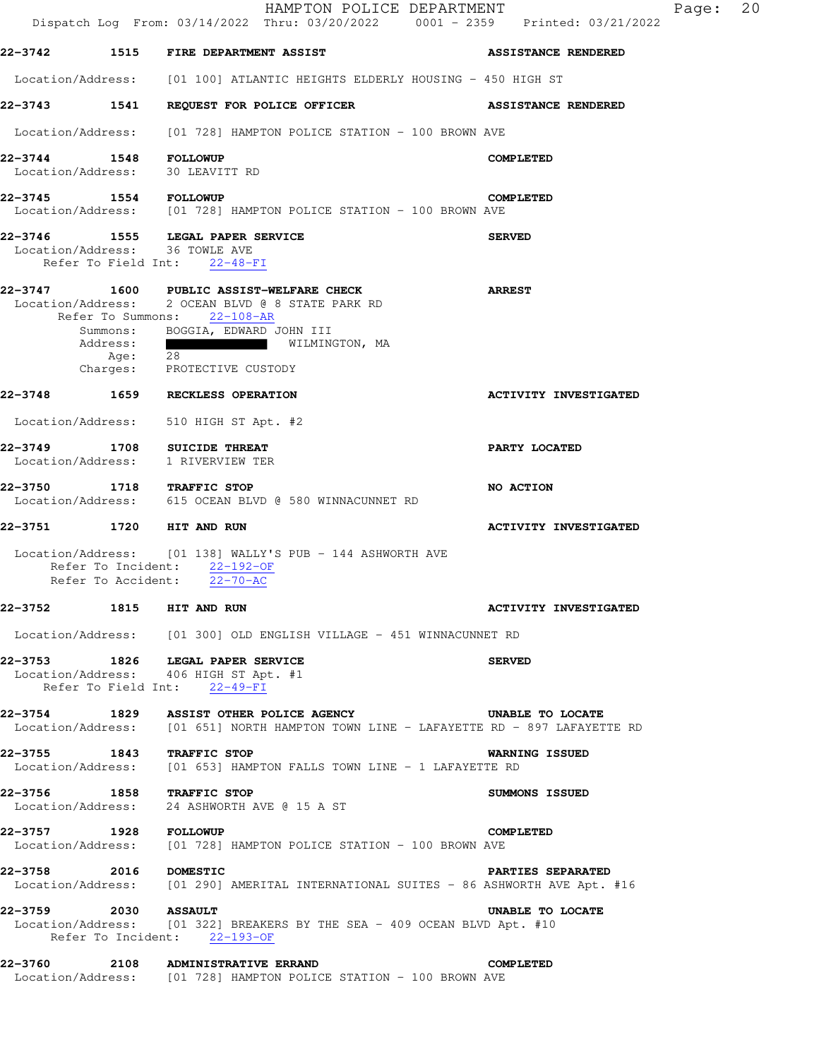**22-3742** 1515 **FIRE DEPARTMENT ASSIST** **ASSISTANCE RENDERED**

Location/Address: [01 100] ATLANTIC HEIGHTS ELDERLY HOUSING - 450 HIGH ST

**22-3743** 1541 **REQUEST FOR POLICE OFFICER** **ASSISTANCE RENDERED**

Location/Address: [01 728] HAMPTON POLICE STATION - 100 BROWN AVE

**22-3744** 1548 **FOLLOWUP** **COMPLETED**
Location/Address: 30 LEAVITT RD

**22-3745** 1554 **FOLLOWUP** **COMPLETED**
Location/Address: [01 728] HAMPTON POLICE STATION - 100 BROWN AVE

**22-3746** 1555 **LEGAL PAPER SERVICE** **SERVED**
Location/Address: 36 TOWLE AVE
Refer To Field Int: 22-48-FI

**22-3747** 1600 **PUBLIC ASSIST-WELFARE CHECK** **ARREST**
Location/Address: 2 OCEAN BLVD @ 8 STATE PARK RD
Refer To Summons: 22-108-AR
Summons: BOGGIA, EDWARD JOHN III
Address: ██████████ WILMINGTON, MA
Age: 28
Charges: PROTECTIVE CUSTODY

**22-3748** 1659 **RECKLESS OPERATION** **ACTIVITY INVESTIGATED**

Location/Address: 510 HIGH ST Apt. #2

**22-3749** 1708 **SUICIDE THREAT** **PARTY LOCATED**
Location/Address: 1 RIVERVIEW TER

**22-3750** 1718 **TRAFFIC STOP** **NO ACTION**
Location/Address: 615 OCEAN BLVD @ 580 WINNACUNNET RD

**22-3751** 1720 **HIT AND RUN** **ACTIVITY INVESTIGATED**

Location/Address: [01 138] WALLY'S PUB - 144 ASHWORTH AVE
Refer To Incident: 22-192-OF
Refer To Accident: 22-70-AC

**22-3752** 1815 **HIT AND RUN** **ACTIVITY INVESTIGATED**

Location/Address: [01 300] OLD ENGLISH VILLAGE - 451 WINNACUNNET RD

**22-3753** 1826 **LEGAL PAPER SERVICE** **SERVED**
Location/Address: 406 HIGH ST Apt. #1
Refer To Field Int: 22-49-FI

**22-3754** 1829 **ASSIST OTHER POLICE AGENCY** **UNABLE TO LOCATE**
Location/Address: [01 651] NORTH HAMPTON TOWN LINE - LAFAYETTE RD - 897 LAFAYETTE RD

**22-3755** 1843 **TRAFFIC STOP** **WARNING ISSUED**
Location/Address: [01 653] HAMPTON FALLS TOWN LINE - 1 LAFAYETTE RD

**22-3756** 1858 **TRAFFIC STOP** **SUMMONS ISSUED**
Location/Address: 24 ASHWORTH AVE @ 15 A ST

**22-3757** 1928 **FOLLOWUP** **COMPLETED**
Location/Address: [01 728] HAMPTON POLICE STATION - 100 BROWN AVE

**22-3758** 2016 **DOMESTIC** **PARTIES SEPARATED**
Location/Address: [01 290] AMERITAL INTERNATIONAL SUITES - 86 ASHWORTH AVE Apt. #16

**22-3759** 2030 **ASSAULT** **UNABLE TO LOCATE**
Location/Address: [01 322] BREAKERS BY THE SEA - 409 OCEAN BLVD Apt. #10
Refer To Incident: 22-193-OF

**22-3760** 2108 **ADMINISTRATIVE ERRAND** **COMPLETED**
Location/Address: [01 728] HAMPTON POLICE STATION - 100 BROWN AVE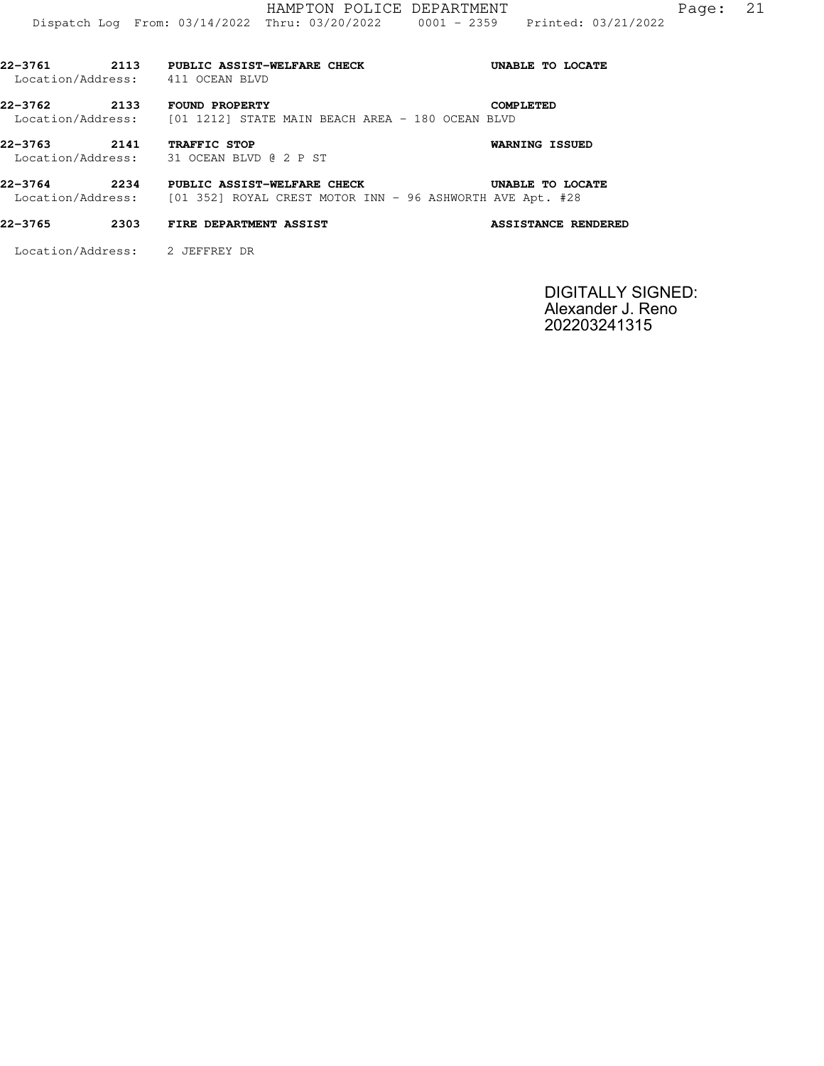**22-3761 2113 PUBLIC ASSIST-WELFARE CHECK** **UNABLE TO LOCATE**
Location/Address: 411 OCEAN BLVD

**22-3762 2133 FOUND PROPERTY** **COMPLETED**
Location/Address: [01 1212] STATE MAIN BEACH AREA - 180 OCEAN BLVD

**22-3763 2141 TRAFFIC STOP** **WARNING ISSUED**
Location/Address: 31 OCEAN BLVD @ 2 P ST

**22-3764 2234 PUBLIC ASSIST-WELFARE CHECK** **UNABLE TO LOCATE**
Location/Address: [01 352] ROYAL CREST MOTOR INN - 96 ASHWORTH AVE Apt. #28

**22-3765 2303 FIRE DEPARTMENT ASSIST** **ASSISTANCE RENDERED**

Location/Address: 2 JEFFREY DR

DIGITALLY SIGNED:
Alexander J. Reno
202203241315